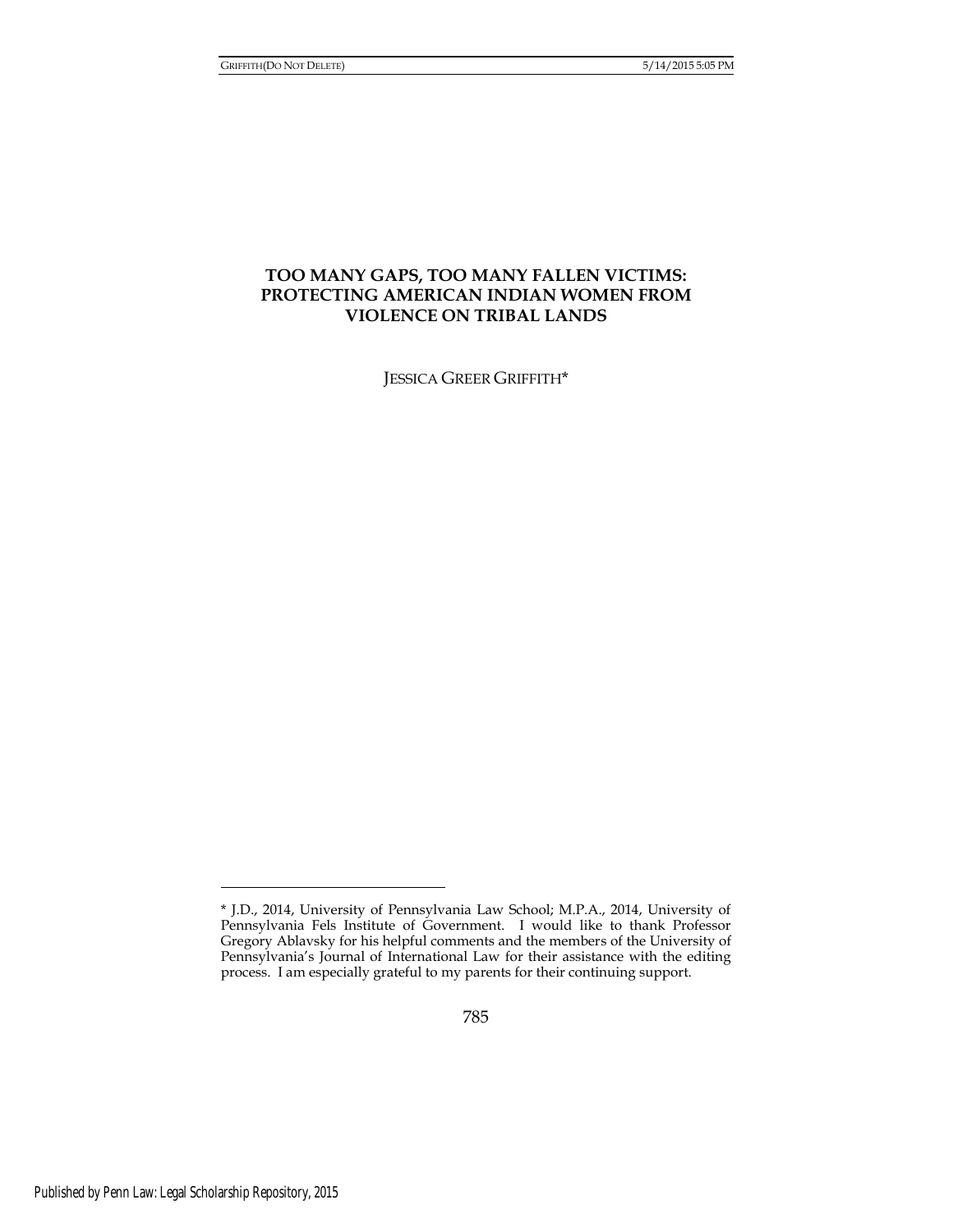# TOO MANY GAPS, TOO MANY FALLEN VICTIMS: PROTECTING AMERICAN INDIAN WOMEN FROM VIOLENCE ON TRIBAL LANDS

JESSICA GREER GRIFFITH*

---

* J.D., 2014, University of Pennsylvania Law School; M.P.A., 2014, University of Pennsylvania Fels Institute of Government. I would like to thank Professor Gregory Ablavsky for his helpful comments and the members of the University of Pennsylvania's Journal of International Law for their assistance with the editing process. I am especially grateful to my parents for their continuing support.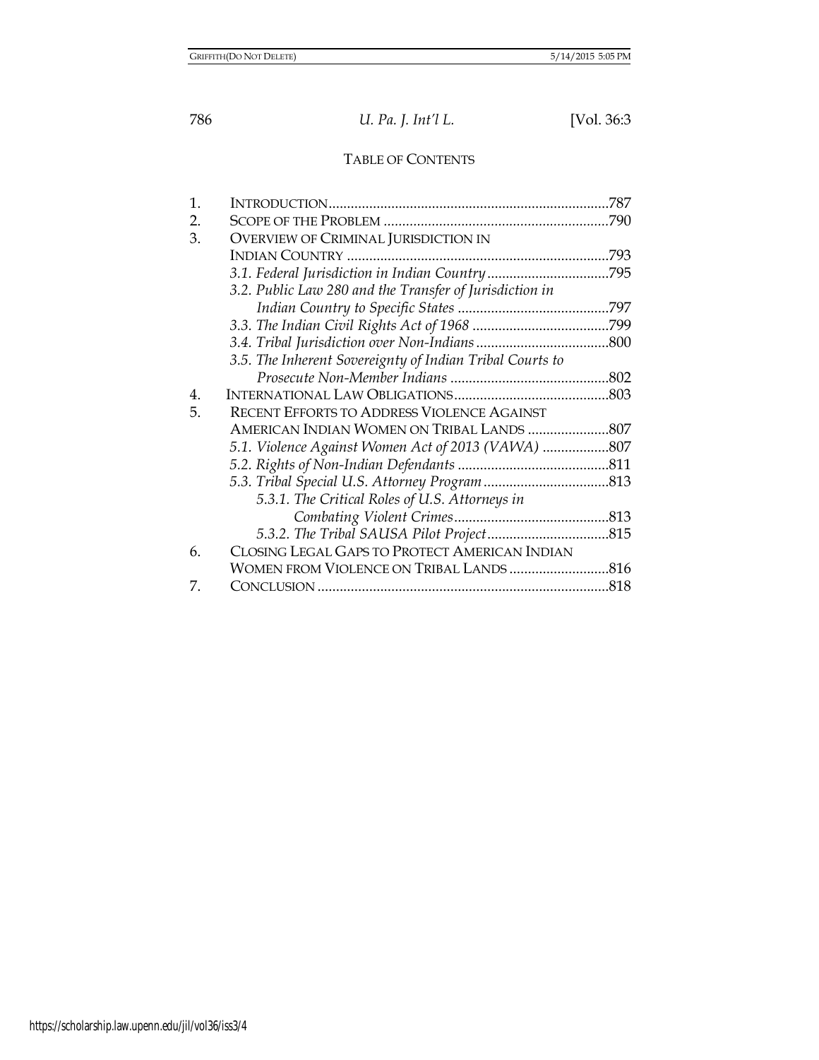## TABLE OF CONTENTS

1. INTRODUCTION ........................................................................787
2. SCOPE OF THE PROBLEM ............................................................790
3. OVERVIEW OF CRIMINAL JURISDICTION IN INDIAN COUNTRY ......................................................................793
   - *3.1. Federal Jurisdiction in Indian Country* .................................795
   - *3.2. Public Law 280 and the Transfer of Jurisdiction in Indian Country to Specific States* .........................................797
   - *3.3. The Indian Civil Rights Act of 1968* .....................................799
   - *3.4. Tribal Jurisdiction over Non-Indians* ....................................800
   - *3.5. The Inherent Sovereignty of Indian Tribal Courts to Prosecute Non-Member Indians* ...........................................802
4. INTERNATIONAL LAW OBLIGATIONS..........................................803
5. RECENT EFFORTS TO ADDRESS VIOLENCE AGAINST AMERICAN INDIAN WOMEN ON TRIBAL LANDS ......................807
   - *5.1. Violence Against Women Act of 2013 (VAWA)* ..................807
   - *5.2. Rights of Non-Indian Defendants* .........................................811
   - *5.3. Tribal Special U.S. Attorney Program* ..................................813
     - *5.3.1. The Critical Roles of U.S. Attorneys in Combating Violent Crimes*..........................................813
     - *5.3.2. The Tribal SAUSA Pilot Project*.................................815
6. CLOSING LEGAL GAPS TO PROTECT AMERICAN INDIAN WOMEN FROM VIOLENCE ON TRIBAL LANDS ...........................816
7. CONCLUSION ..............................................................................818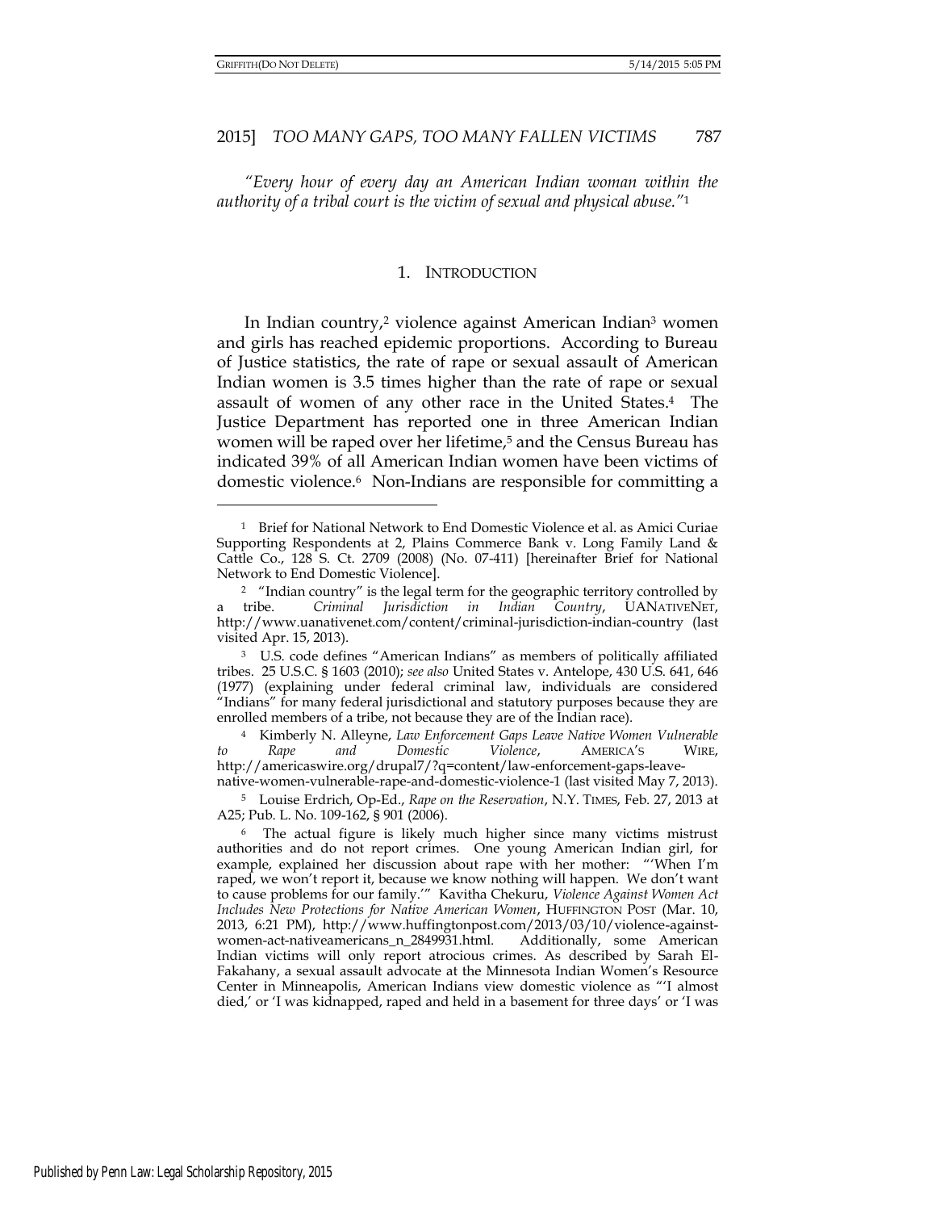*"Every hour of every day an American Indian woman within the authority of a tribal court is the victim of sexual and physical abuse."*[1]

## 1. INTRODUCTION

In Indian country,[2] violence against American Indian[3] women and girls has reached epidemic proportions. According to Bureau of Justice statistics, the rate of rape or sexual assault of American Indian women is 3.5 times higher than the rate of rape or sexual assault of women of any other race in the United States.[4] The Justice Department has reported one in three American Indian women will be raped over her lifetime,[5] and the Census Bureau has indicated 39% of all American Indian women have been victims of domestic violence.[6] Non-Indians are responsible for committing a

---

[1] Brief for National Network to End Domestic Violence et al. as Amici Curiae Supporting Respondents at 2, Plains Commerce Bank v. Long Family Land & Cattle Co., 128 S. Ct. 2709 (2008) (No. 07-411) [hereinafter Brief for National Network to End Domestic Violence].

[2] "Indian country" is the legal term for the geographic territory controlled by a tribe. *Criminal Jurisdiction in Indian Country*, UANATIVENET, http://www.uanativenet.com/content/criminal-jurisdiction-indian-country (last visited Apr. 15, 2013).

[3] U.S. code defines "American Indians" as members of politically affiliated tribes. 25 U.S.C. § 1603 (2010); *see also* United States v. Antelope, 430 U.S. 641, 646 (1977) (explaining under federal criminal law, individuals are considered "Indians" for many federal jurisdictional and statutory purposes because they are enrolled members of a tribe, not because they are of the Indian race).

[4] Kimberly N. Alleyne, *Law Enforcement Gaps Leave Native Women Vulnerable to Rape and Domestic Violence*, AMERICA'S WIRE, http://americaswire.org/drupal7/?q=content/law-enforcement-gaps-leave-native-women-vulnerable-rape-and-domestic-violence-1 (last visited May 7, 2013).

[5] Louise Erdrich, Op-Ed., *Rape on the Reservation*, N.Y. TIMES, Feb. 27, 2013 at A25; Pub. L. No. 109-162, § 901 (2006).

[6] The actual figure is likely much higher since many victims mistrust authorities and do not report crimes. One young American Indian girl, for example, explained her discussion about rape with her mother: "'When I'm raped, we won't report it, because we know nothing will happen. We don't want to cause problems for our family.'" Kavitha Chekuru, *Violence Against Women Act Includes New Protections for Native American Women*, HUFFINGTON POST (Mar. 10, 2013, 6:21 PM), http://www.huffingtonpost.com/2013/03/10/violence-against-women-act-nativeamericans_n_2849931.html. Additionally, some American Indian victims will only report atrocious crimes. As described by Sarah El-Fakahany, a sexual assault advocate at the Minnesota Indian Women's Resource Center in Minneapolis, American Indians view domestic violence as "'I almost died,' or 'I was kidnapped, raped and held in a basement for three days' or 'I was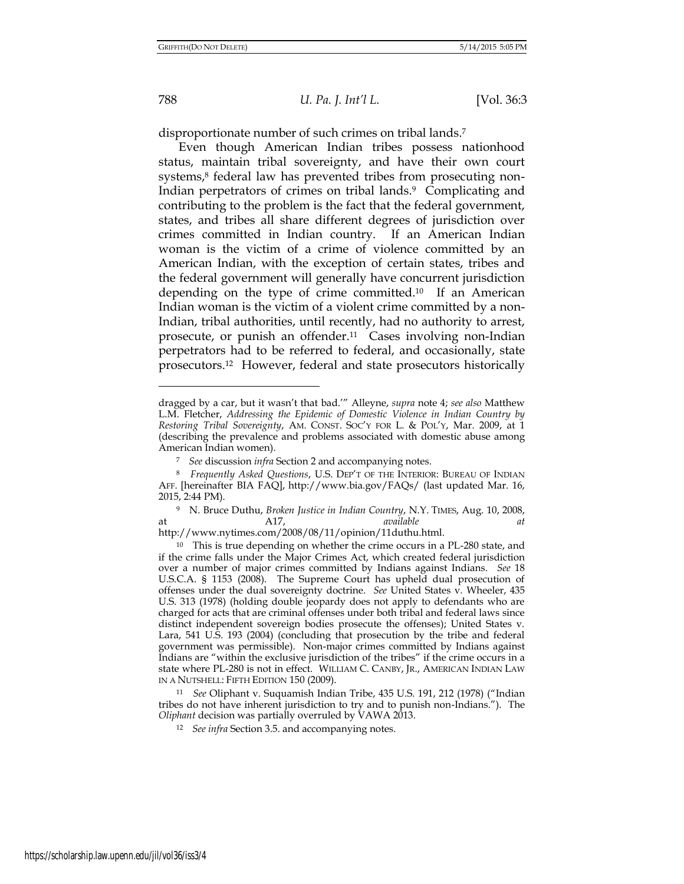disproportionate number of such crimes on tribal lands.[7]

Even though American Indian tribes possess nationhood status, maintain tribal sovereignty, and have their own court systems,[8] federal law has prevented tribes from prosecuting non-Indian perpetrators of crimes on tribal lands.[9] Complicating and contributing to the problem is the fact that the federal government, states, and tribes all share different degrees of jurisdiction over crimes committed in Indian country. If an American Indian woman is the victim of a crime of violence committed by an American Indian, with the exception of certain states, tribes and the federal government will generally have concurrent jurisdiction depending on the type of crime committed.[10] If an American Indian woman is the victim of a violent crime committed by a non-Indian, tribal authorities, until recently, had no authority to arrest, prosecute, or punish an offender.[11] Cases involving non-Indian perpetrators had to be referred to federal, and occasionally, state prosecutors.[12] However, federal and state prosecutors historically

---

dragged by a car, but it wasn't that bad.'" Alleyne, *supra* note 4; *see also* Matthew L.M. Fletcher, *Addressing the Epidemic of Domestic Violence in Indian Country by Restoring Tribal Sovereignty*, AM. CONST. SOC'Y FOR L. & POL'Y, Mar. 2009, at 1 (describing the prevalence and problems associated with domestic abuse among American Indian women).

[7] *See* discussion *infra* Section 2 and accompanying notes.

[8] *Frequently Asked Questions*, U.S. DEP'T OF THE INTERIOR: BUREAU OF INDIAN AFF. [hereinafter BIA FAQ], http://www.bia.gov/FAQs/ (last updated Mar. 16, 2015, 2:44 PM).

[9] N. Bruce Duthu, *Broken Justice in Indian Country*, N.Y. TIMES, Aug. 10, 2008, at A17, *available at* http://www.nytimes.com/2008/08/11/opinion/11duthu.html.

[10] This is true depending on whether the crime occurs in a PL-280 state, and if the crime falls under the Major Crimes Act, which created federal jurisdiction over a number of major crimes committed by Indians against Indians. *See* 18 U.S.C.A. § 1153 (2008). The Supreme Court has upheld dual prosecution of offenses under the dual sovereignty doctrine. *See* United States v. Wheeler, 435 U.S. 313 (1978) (holding double jeopardy does not apply to defendants who are charged for acts that are criminal offenses under both tribal and federal laws since distinct independent sovereign bodies prosecute the offenses); United States v. Lara, 541 U.S. 193 (2004) (concluding that prosecution by the tribe and federal government was permissible). Non-major crimes committed by Indians against Indians are "within the exclusive jurisdiction of the tribes" if the crime occurs in a state where PL-280 is not in effect. WILLIAM C. CANBY, JR., AMERICAN INDIAN LAW IN A NUTSHELL: FIFTH EDITION 150 (2009).

[11] *See* Oliphant v. Suquamish Indian Tribe, 435 U.S. 191, 212 (1978) ("Indian tribes do not have inherent jurisdiction to try and to punish non-Indians."). The *Oliphant* decision was partially overruled by VAWA 2013.

[12] *See infra* Section 3.5. and accompanying notes.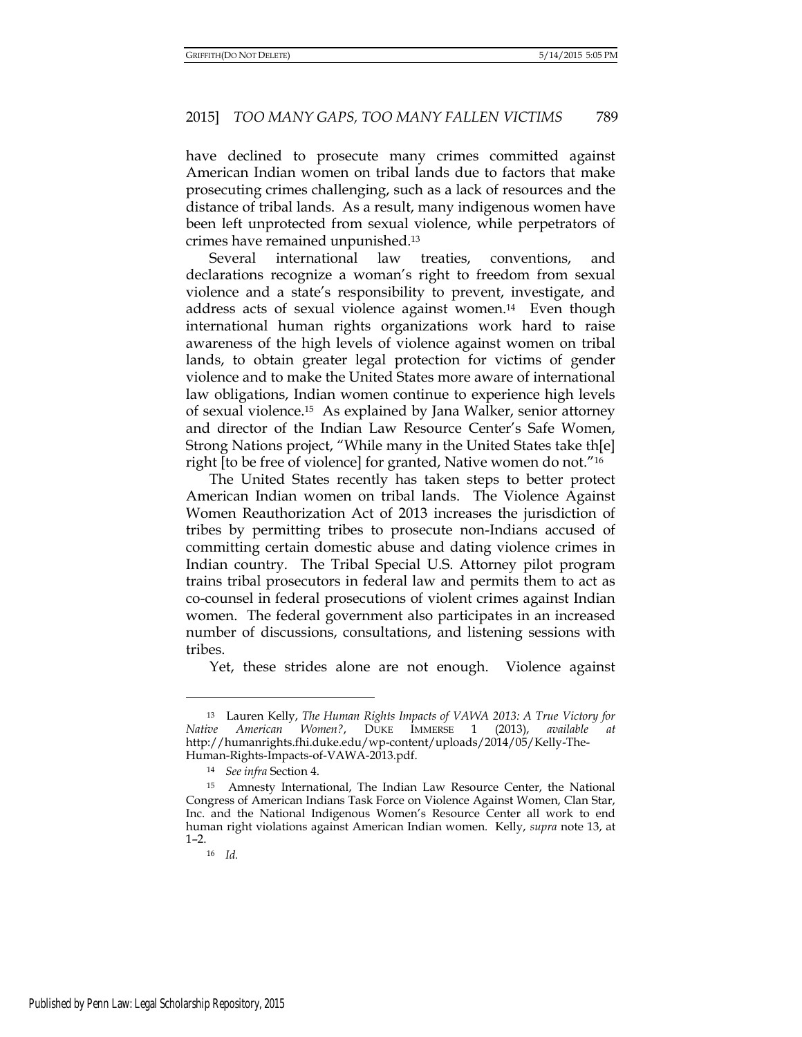have declined to prosecute many crimes committed against American Indian women on tribal lands due to factors that make prosecuting crimes challenging, such as a lack of resources and the distance of tribal lands. As a result, many indigenous women have been left unprotected from sexual violence, while perpetrators of crimes have remained unpunished.[13]

Several international law treaties, conventions, and declarations recognize a woman's right to freedom from sexual violence and a state's responsibility to prevent, investigate, and address acts of sexual violence against women.[14] Even though international human rights organizations work hard to raise awareness of the high levels of violence against women on tribal lands, to obtain greater legal protection for victims of gender violence and to make the United States more aware of international law obligations, Indian women continue to experience high levels of sexual violence.[15] As explained by Jana Walker, senior attorney and director of the Indian Law Resource Center's Safe Women, Strong Nations project, "While many in the United States take th[e] right [to be free of violence] for granted, Native women do not."[16]

The United States recently has taken steps to better protect American Indian women on tribal lands. The Violence Against Women Reauthorization Act of 2013 increases the jurisdiction of tribes by permitting tribes to prosecute non-Indians accused of committing certain domestic abuse and dating violence crimes in Indian country. The Tribal Special U.S. Attorney pilot program trains tribal prosecutors in federal law and permits them to act as co-counsel in federal prosecutions of violent crimes against Indian women. The federal government also participates in an increased number of discussions, consultations, and listening sessions with tribes.

Yet, these strides alone are not enough. Violence against

---

[13] Lauren Kelly, *The Human Rights Impacts of VAWA 2013: A True Victory for Native American Women?*, DUKE IMMERSE 1 (2013), *available at* http://humanrights.fhi.duke.edu/wp-content/uploads/2014/05/Kelly-The-Human-Rights-Impacts-of-VAWA-2013.pdf.

[14] *See infra* Section 4.

[15] Amnesty International, The Indian Law Resource Center, the National Congress of American Indians Task Force on Violence Against Women, Clan Star, Inc. and the National Indigenous Women's Resource Center all work to end human right violations against American Indian women. Kelly, *supra* note 13, at 1–2.

[16] *Id.*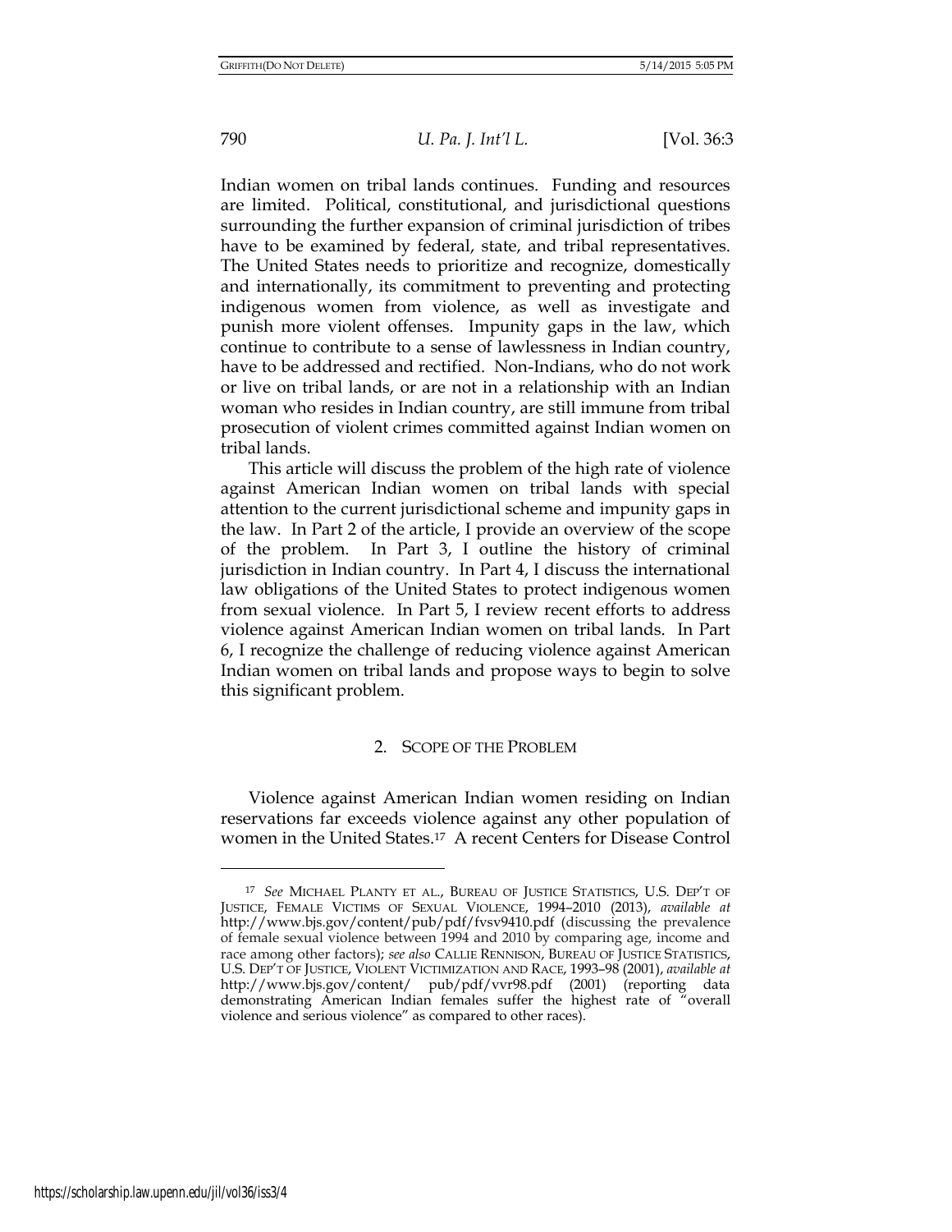Indian women on tribal lands continues. Funding and resources are limited. Political, constitutional, and jurisdictional questions surrounding the further expansion of criminal jurisdiction of tribes have to be examined by federal, state, and tribal representatives. The United States needs to prioritize and recognize, domestically and internationally, its commitment to preventing and protecting indigenous women from violence, as well as investigate and punish more violent offenses. Impunity gaps in the law, which continue to contribute to a sense of lawlessness in Indian country, have to be addressed and rectified. Non-Indians, who do not work or live on tribal lands, or are not in a relationship with an Indian woman who resides in Indian country, are still immune from tribal prosecution of violent crimes committed against Indian women on tribal lands.

This article will discuss the problem of the high rate of violence against American Indian women on tribal lands with special attention to the current jurisdictional scheme and impunity gaps in the law. In Part 2 of the article, I provide an overview of the scope of the problem. In Part 3, I outline the history of criminal jurisdiction in Indian country. In Part 4, I discuss the international law obligations of the United States to protect indigenous women from sexual violence. In Part 5, I review recent efforts to address violence against American Indian women on tribal lands. In Part 6, I recognize the challenge of reducing violence against American Indian women on tribal lands and propose ways to begin to solve this significant problem.

## 2. SCOPE OF THE PROBLEM

Violence against American Indian women residing on Indian reservations far exceeds violence against any other population of women in the United States.[17] A recent Centers for Disease Control

---

[17] *See* MICHAEL PLANTY ET AL., BUREAU OF JUSTICE STATISTICS, U.S. DEP'T OF JUSTICE, FEMALE VICTIMS OF SEXUAL VIOLENCE, 1994–2010 (2013), *available at* http://www.bjs.gov/content/pub/pdf/fvsv9410.pdf (discussing the prevalence of female sexual violence between 1994 and 2010 by comparing age, income and race among other factors); *see also* CALLIE RENNISON, BUREAU OF JUSTICE STATISTICS, U.S. DEP'T OF JUSTICE, VIOLENT VICTIMIZATION AND RACE, 1993–98 (2001), *available at* http://www.bjs.gov/content/ pub/pdf/vvr98.pdf (2001) (reporting data demonstrating American Indian females suffer the highest rate of "overall violence and serious violence" as compared to other races).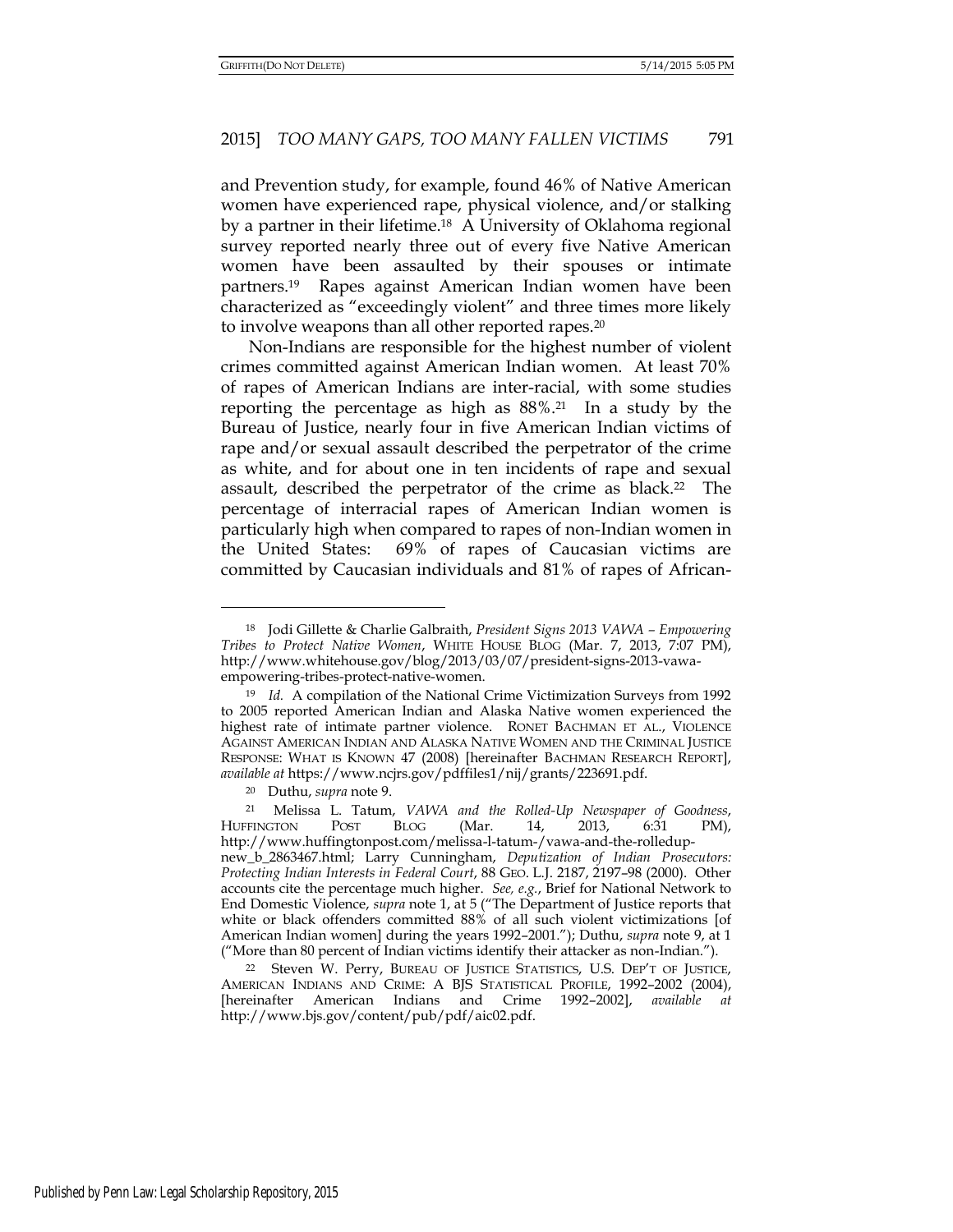and Prevention study, for example, found 46% of Native American women have experienced rape, physical violence, and/or stalking by a partner in their lifetime.[18] A University of Oklahoma regional survey reported nearly three out of every five Native American women have been assaulted by their spouses or intimate partners.[19] Rapes against American Indian women have been characterized as "exceedingly violent" and three times more likely to involve weapons than all other reported rapes.[20]

Non-Indians are responsible for the highest number of violent crimes committed against American Indian women. At least 70% of rapes of American Indians are inter-racial, with some studies reporting the percentage as high as 88%.[21] In a study by the Bureau of Justice, nearly four in five American Indian victims of rape and/or sexual assault described the perpetrator of the crime as white, and for about one in ten incidents of rape and sexual assault, described the perpetrator of the crime as black.[22] The percentage of interracial rapes of American Indian women is particularly high when compared to rapes of non-Indian women in the United States: 69% of rapes of Caucasian victims are committed by Caucasian individuals and 81% of rapes of African-

---

[18] Jodi Gillette & Charlie Galbraith, *President Signs 2013 VAWA – Empowering Tribes to Protect Native Women*, WHITE HOUSE BLOG (Mar. 7, 2013, 7:07 PM), http://www.whitehouse.gov/blog/2013/03/07/president-signs-2013-vawa-empowering-tribes-protect-native-women.

[19] *Id.* A compilation of the National Crime Victimization Surveys from 1992 to 2005 reported American Indian and Alaska Native women experienced the highest rate of intimate partner violence. RONET BACHMAN ET AL., VIOLENCE AGAINST AMERICAN INDIAN AND ALASKA NATIVE WOMEN AND THE CRIMINAL JUSTICE RESPONSE: WHAT IS KNOWN 47 (2008) [hereinafter BACHMAN RESEARCH REPORT], *available at* https://www.ncjrs.gov/pdffiles1/nij/grants/223691.pdf.

[20] Duthu, *supra* note 9.

[21] Melissa L. Tatum, *VAWA and the Rolled-Up Newspaper of Goodness*, HUFFINGTON POST BLOG (Mar. 14, 2013, 6:31 PM), http://www.huffingtonpost.com/melissa-l-tatum-/vawa-and-the-rolledup-new_b_2863467.html; Larry Cunningham, *Deputization of Indian Prosecutors: Protecting Indian Interests in Federal Court*, 88 GEO. L.J. 2187, 2197–98 (2000). Other accounts cite the percentage much higher. *See, e.g.*, Brief for National Network to End Domestic Violence, *supra* note 1, at 5 ("The Department of Justice reports that white or black offenders committed 88% of all such violent victimizations [of American Indian women] during the years 1992–2001."); Duthu, *supra* note 9, at 1 ("More than 80 percent of Indian victims identify their attacker as non-Indian.").

[22] Steven W. Perry, BUREAU OF JUSTICE STATISTICS, U.S. DEP'T OF JUSTICE, AMERICAN INDIANS AND CRIME: A BJS STATISTICAL PROFILE, 1992–2002 (2004), [hereinafter American Indians and Crime 1992–2002], *available at* http://www.bjs.gov/content/pub/pdf/aic02.pdf.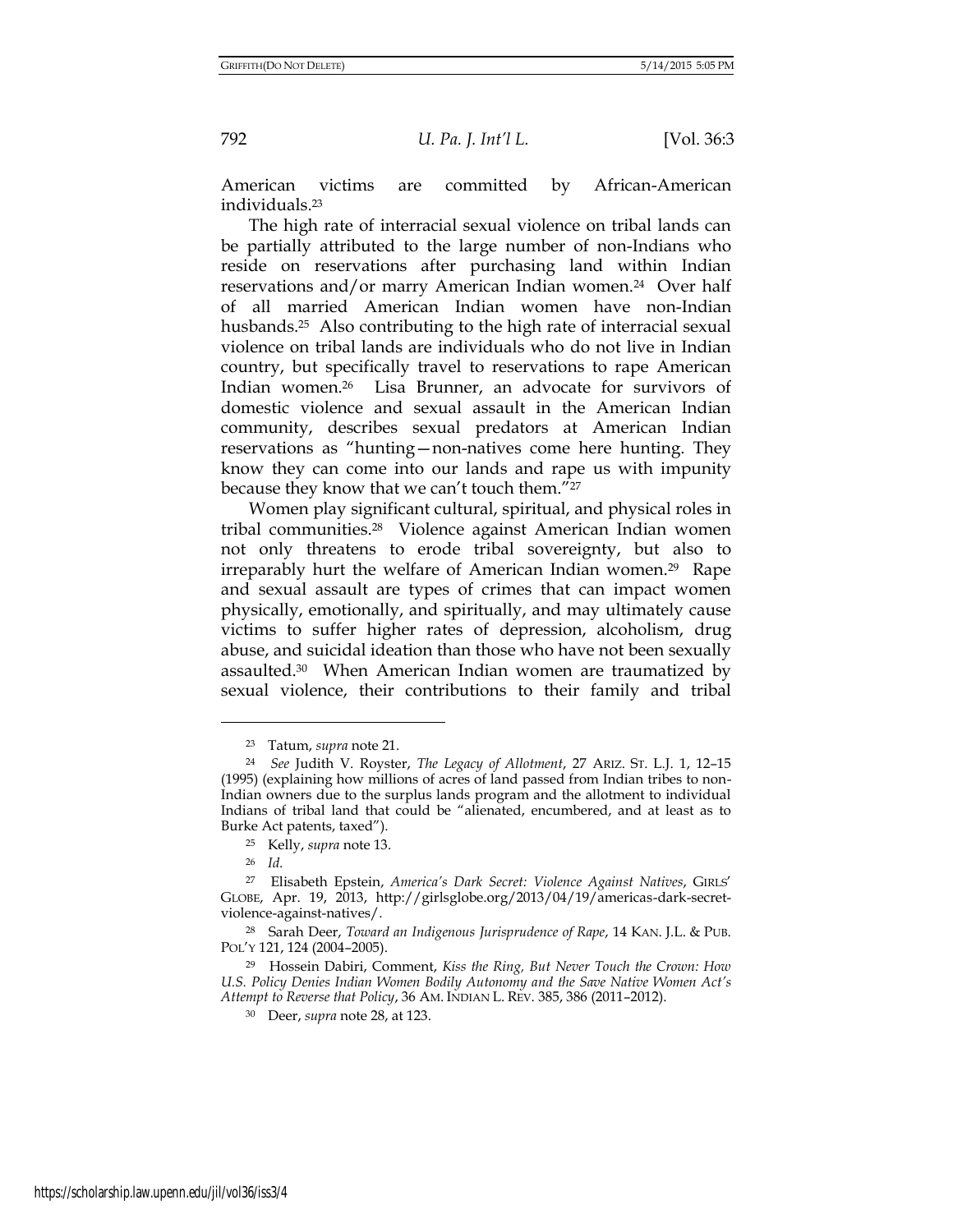American victims are committed by African-American individuals.[23]

The high rate of interracial sexual violence on tribal lands can be partially attributed to the large number of non-Indians who reside on reservations after purchasing land within Indian reservations and/or marry American Indian women.[24] Over half of all married American Indian women have non-Indian husbands.[25] Also contributing to the high rate of interracial sexual violence on tribal lands are individuals who do not live in Indian country, but specifically travel to reservations to rape American Indian women.[26] Lisa Brunner, an advocate for survivors of domestic violence and sexual assault in the American Indian community, describes sexual predators at American Indian reservations as "hunting—non-natives come here hunting. They know they can come into our lands and rape us with impunity because they know that we can't touch them."[27]

Women play significant cultural, spiritual, and physical roles in tribal communities.[28] Violence against American Indian women not only threatens to erode tribal sovereignty, but also to irreparably hurt the welfare of American Indian women.[29] Rape and sexual assault are types of crimes that can impact women physically, emotionally, and spiritually, and may ultimately cause victims to suffer higher rates of depression, alcoholism, drug abuse, and suicidal ideation than those who have not been sexually assaulted.[30] When American Indian women are traumatized by sexual violence, their contributions to their family and tribal

---

[23] Tatum, *supra* note 21.

[24] *See* Judith V. Royster, *The Legacy of Allotment*, 27 ARIZ. ST. L.J. 1, 12–15 (1995) (explaining how millions of acres of land passed from Indian tribes to non-Indian owners due to the surplus lands program and the allotment to individual Indians of tribal land that could be "alienated, encumbered, and at least as to Burke Act patents, taxed").

[25] Kelly, *supra* note 13.

[26] *Id.*

[27] Elisabeth Epstein, *America's Dark Secret: Violence Against Natives*, GIRLS' GLOBE, Apr. 19, 2013, http://girlsglobe.org/2013/04/19/americas-dark-secret-violence-against-natives/.

[28] Sarah Deer, *Toward an Indigenous Jurisprudence of Rape*, 14 KAN. J.L. & PUB. POL'Y 121, 124 (2004–2005).

[29] Hossein Dabiri, Comment, *Kiss the Ring, But Never Touch the Crown: How U.S. Policy Denies Indian Women Bodily Autonomy and the Save Native Women Act's Attempt to Reverse that Policy*, 36 AM. INDIAN L. REV. 385, 386 (2011–2012).

[30] Deer, *supra* note 28, at 123.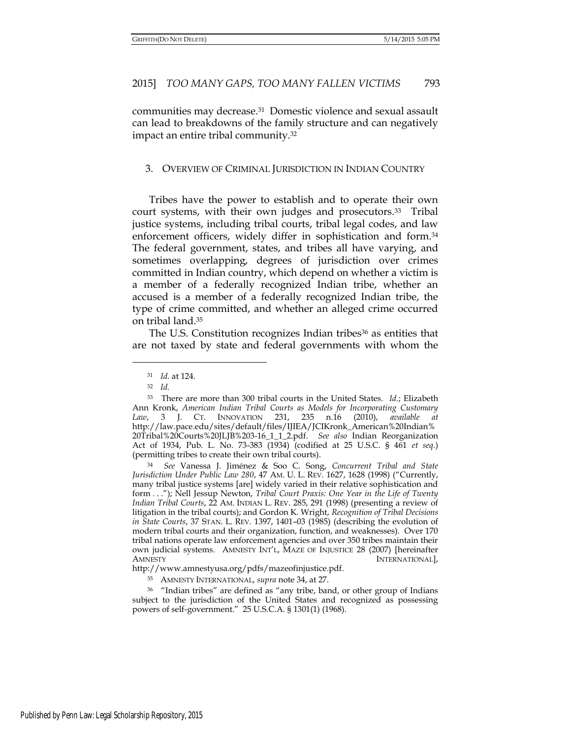communities may decrease.[31] Domestic violence and sexual assault can lead to breakdowns of the family structure and can negatively impact an entire tribal community.[32]

## 3. OVERVIEW OF CRIMINAL JURISDICTION IN INDIAN COUNTRY

Tribes have the power to establish and to operate their own court systems, with their own judges and prosecutors.[33] Tribal justice systems, including tribal courts, tribal legal codes, and law enforcement officers, widely differ in sophistication and form.[34] The federal government, states, and tribes all have varying, and sometimes overlapping, degrees of jurisdiction over crimes committed in Indian country, which depend on whether a victim is a member of a federally recognized Indian tribe, whether an accused is a member of a federally recognized Indian tribe, the type of crime committed, and whether an alleged crime occurred on tribal land.[35]

The U.S. Constitution recognizes Indian tribes[36] as entities that are not taxed by state and federal governments with whom the

---

[31] *Id.* at 124.

[32] *Id.*

[33] There are more than 300 tribal courts in the United States. *Id.*; Elizabeth Ann Kronk, *American Indian Tribal Courts as Models for Incorporating Customary Law*, 3 J. CT. INNOVATION 231, 235 n.16 (2010), *available at* http://law.pace.edu/sites/default/files/IJIEA/JCIKronk_American%20Indian%20Tribal%20Courts%20JLJB%203-16_1_1_2.pdf. *See also* Indian Reorganization Act of 1934, Pub. L. No. 73-383 (1934) (codified at 25 U.S.C. § 461 *et seq.*) (permitting tribes to create their own tribal courts).

[34] *See* Vanessa J. Jiménez & Soo C. Song, *Concurrent Tribal and State Jurisdiction Under Public Law 280*, 47 AM. U. L. REV. 1627, 1628 (1998) ("Currently, many tribal justice systems [are] widely varied in their relative sophistication and form . . ."); Nell Jessup Newton, *Tribal Court Praxis: One Year in the Life of Twenty Indian Tribal Courts*, 22 AM. INDIAN L. REV. 285, 291 (1998) (presenting a review of litigation in the tribal courts); and Gordon K. Wright, *Recognition of Tribal Decisions in State Courts*, 37 STAN. L. REV. 1397, 1401–03 (1985) (describing the evolution of modern tribal courts and their organization, function, and weaknesses). Over 170 tribal nations operate law enforcement agencies and over 350 tribes maintain their own judicial systems. AMNESTY INT'L, MAZE OF INJUSTICE 28 (2007) [hereinafter AMNESTY INTERNATIONAL], http://www.amnestyusa.org/pdfs/mazeofinjustice.pdf.

[35] AMNESTY INTERNATIONAL, *supra* note 34, at 27.

[36] "Indian tribes" are defined as "any tribe, band, or other group of Indians subject to the jurisdiction of the United States and recognized as possessing powers of self-government." 25 U.S.C.A. § 1301(1) (1968).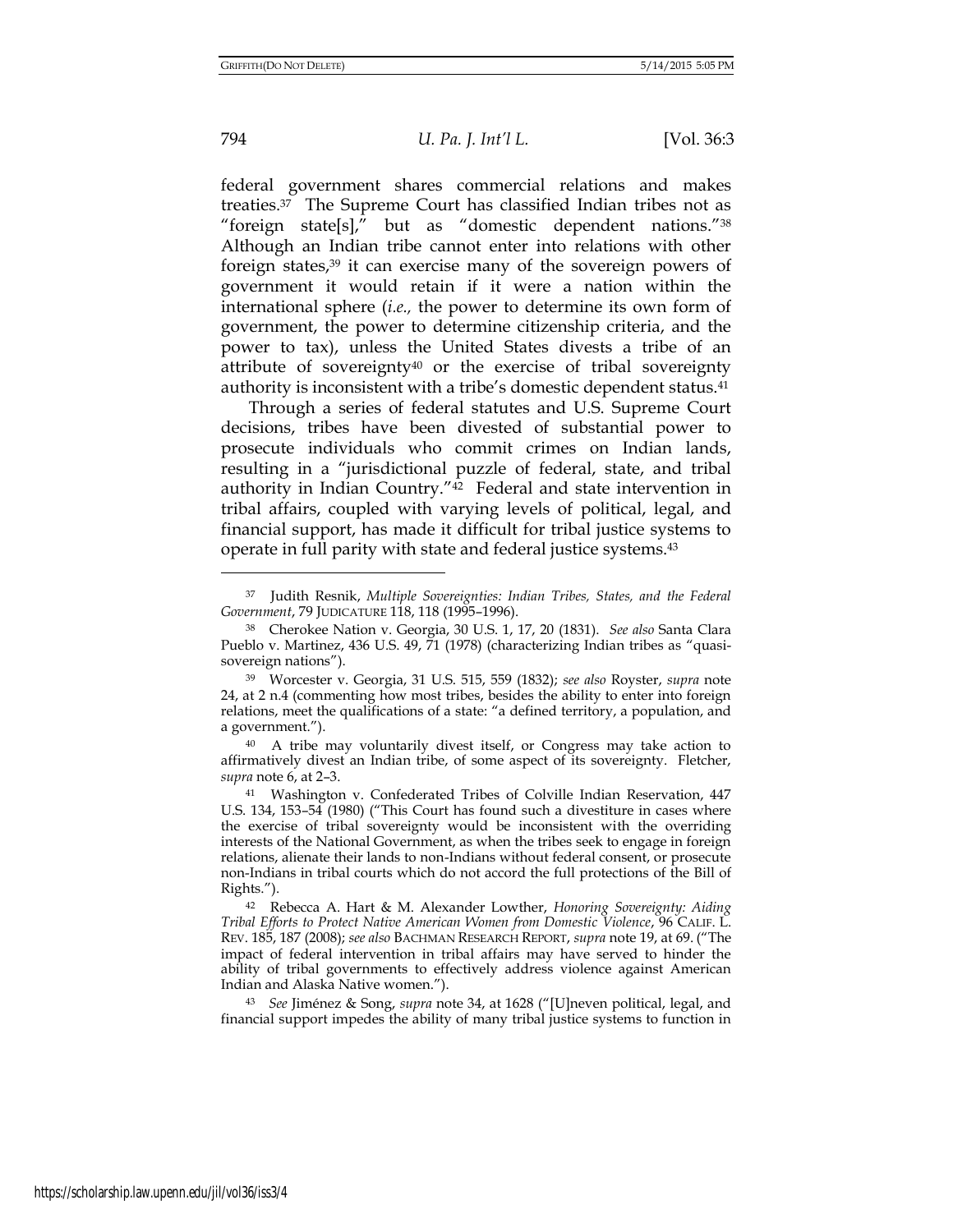federal government shares commercial relations and makes treaties.[37] The Supreme Court has classified Indian tribes not as "foreign state[s]," but as "domestic dependent nations."[38] Although an Indian tribe cannot enter into relations with other foreign states,[39] it can exercise many of the sovereign powers of government it would retain if it were a nation within the international sphere (*i.e.,* the power to determine its own form of government, the power to determine citizenship criteria, and the power to tax), unless the United States divests a tribe of an attribute of sovereignty[40] or the exercise of tribal sovereignty authority is inconsistent with a tribe's domestic dependent status.[41]

Through a series of federal statutes and U.S. Supreme Court decisions, tribes have been divested of substantial power to prosecute individuals who commit crimes on Indian lands, resulting in a "jurisdictional puzzle of federal, state, and tribal authority in Indian Country."[42] Federal and state intervention in tribal affairs, coupled with varying levels of political, legal, and financial support, has made it difficult for tribal justice systems to operate in full parity with state and federal justice systems.[43]

---

[37] Judith Resnik, *Multiple Sovereignties: Indian Tribes, States, and the Federal Government*, 79 JUDICATURE 118, 118 (1995–1996).

[38] Cherokee Nation v. Georgia, 30 U.S. 1, 17, 20 (1831). *See also* Santa Clara Pueblo v. Martinez, 436 U.S. 49, 71 (1978) (characterizing Indian tribes as "quasi-sovereign nations").

[39] Worcester v. Georgia, 31 U.S. 515, 559 (1832); *see also* Royster, *supra* note 24, at 2 n.4 (commenting how most tribes, besides the ability to enter into foreign relations, meet the qualifications of a state: "a defined territory, a population, and a government.").

[40] A tribe may voluntarily divest itself, or Congress may take action to affirmatively divest an Indian tribe, of some aspect of its sovereignty. Fletcher, *supra* note 6, at 2–3.

[41] Washington v. Confederated Tribes of Colville Indian Reservation, 447 U.S. 134, 153–54 (1980) ("This Court has found such a divestiture in cases where the exercise of tribal sovereignty would be inconsistent with the overriding interests of the National Government, as when the tribes seek to engage in foreign relations, alienate their lands to non-Indians without federal consent, or prosecute non-Indians in tribal courts which do not accord the full protections of the Bill of Rights.").

[42] Rebecca A. Hart & M. Alexander Lowther, *Honoring Sovereignty: Aiding Tribal Efforts to Protect Native American Women from Domestic Violence*, 96 CALIF. L. REV. 185, 187 (2008); *see also* BACHMAN RESEARCH REPORT, *supra* note 19, at 69. ("The impact of federal intervention in tribal affairs may have served to hinder the ability of tribal governments to effectively address violence against American Indian and Alaska Native women.").

[43] *See* Jiménez & Song, *supra* note 34, at 1628 ("[U]neven political, legal, and financial support impedes the ability of many tribal justice systems to function in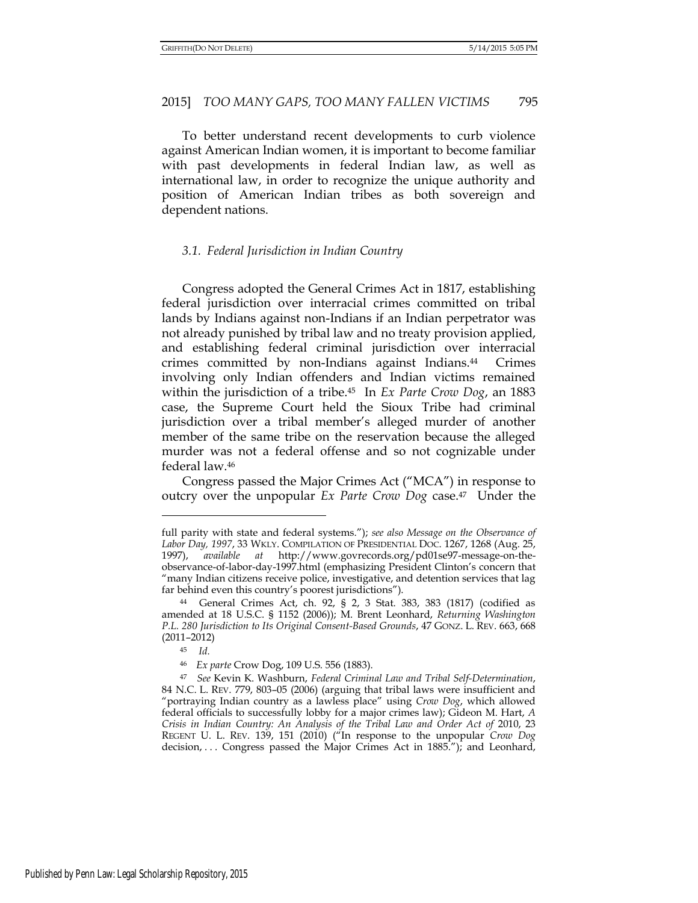To better understand recent developments to curb violence against American Indian women, it is important to become familiar with past developments in federal Indian law, as well as international law, in order to recognize the unique authority and position of American Indian tribes as both sovereign and dependent nations.

### *3.1. Federal Jurisdiction in Indian Country*

Congress adopted the General Crimes Act in 1817, establishing federal jurisdiction over interracial crimes committed on tribal lands by Indians against non-Indians if an Indian perpetrator was not already punished by tribal law and no treaty provision applied, and establishing federal criminal jurisdiction over interracial crimes committed by non-Indians against Indians.[44] Crimes involving only Indian offenders and Indian victims remained within the jurisdiction of a tribe.[45] In *Ex Parte Crow Dog*, an 1883 case, the Supreme Court held the Sioux Tribe had criminal jurisdiction over a tribal member's alleged murder of another member of the same tribe on the reservation because the alleged murder was not a federal offense and so not cognizable under federal law.[46]

Congress passed the Major Crimes Act ("MCA") in response to outcry over the unpopular *Ex Parte Crow Dog* case.[47] Under the

---

full parity with state and federal systems."); *see also Message on the Observance of Labor Day, 1997*, 33 WKLY. COMPILATION OF PRESIDENTIAL DOC. 1267, 1268 (Aug. 25, 1997), *available at* http://www.govrecords.org/pd01se97-message-on-the-observance-of-labor-day-1997.html (emphasizing President Clinton's concern that "many Indian citizens receive police, investigative, and detention services that lag far behind even this country's poorest jurisdictions").

[44] General Crimes Act, ch. 92, § 2, 3 Stat. 383, 383 (1817) (codified as amended at 18 U.S.C. § 1152 (2006)); M. Brent Leonhard, *Returning Washington P.L. 280 Jurisdiction to Its Original Consent-Based Grounds*, 47 GONZ. L. REV. 663, 668 (2011–2012)

[45] *Id.*

[46] *Ex parte* Crow Dog, 109 U.S. 556 (1883).

[47] *See* Kevin K. Washburn, *Federal Criminal Law and Tribal Self-Determination*, 84 N.C. L. REV. 779, 803–05 (2006) (arguing that tribal laws were insufficient and "portraying Indian country as a lawless place" using *Crow Dog*, which allowed federal officials to successfully lobby for a major crimes law); Gideon M. Hart, *A Crisis in Indian Country: An Analysis of the Tribal Law and Order Act of* 2010, 23 REGENT U. L. REV. 139, 151 (2010) ("In response to the unpopular *Crow Dog* decision, . . . Congress passed the Major Crimes Act in 1885."); and Leonhard,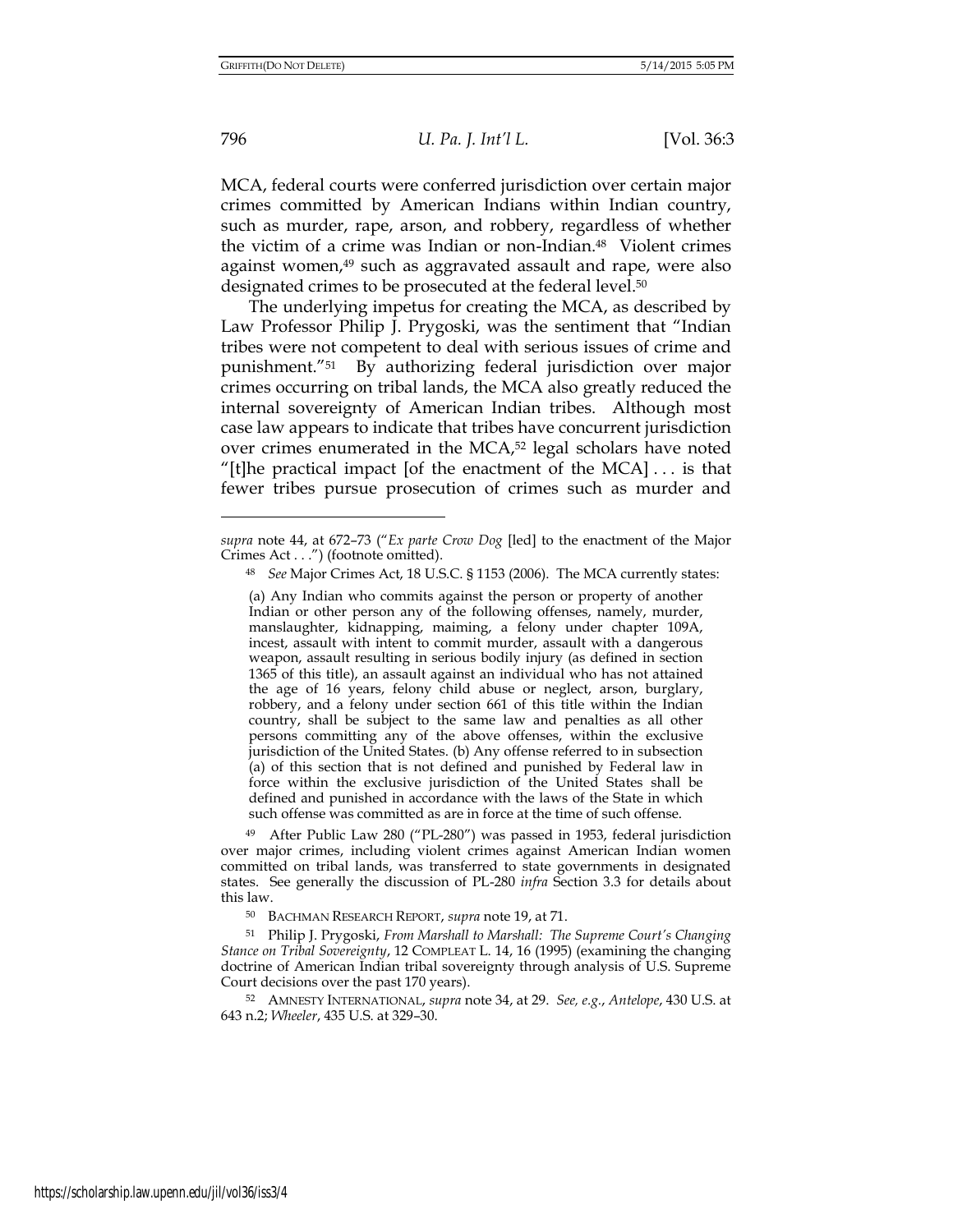MCA, federal courts were conferred jurisdiction over certain major crimes committed by American Indians within Indian country, such as murder, rape, arson, and robbery, regardless of whether the victim of a crime was Indian or non-Indian.[48] Violent crimes against women,[49] such as aggravated assault and rape, were also designated crimes to be prosecuted at the federal level.[50]

The underlying impetus for creating the MCA, as described by Law Professor Philip J. Prygoski, was the sentiment that "Indian tribes were not competent to deal with serious issues of crime and punishment."[51] By authorizing federal jurisdiction over major crimes occurring on tribal lands, the MCA also greatly reduced the internal sovereignty of American Indian tribes. Although most case law appears to indicate that tribes have concurrent jurisdiction over crimes enumerated in the MCA,[52] legal scholars have noted "[t]he practical impact [of the enactment of the MCA] . . . is that fewer tribes pursue prosecution of crimes such as murder and

---

*supra* note 44, at 672–73 ("*Ex parte Crow Dog* [led] to the enactment of the Major Crimes Act . . .") (footnote omitted).

[48] *See* Major Crimes Act, 18 U.S.C. § 1153 (2006). The MCA currently states:

> (a) Any Indian who commits against the person or property of another Indian or other person any of the following offenses, namely, murder, manslaughter, kidnapping, maiming, a felony under chapter 109A, incest, assault with intent to commit murder, assault with a dangerous weapon, assault resulting in serious bodily injury (as defined in section 1365 of this title), an assault against an individual who has not attained the age of 16 years, felony child abuse or neglect, arson, burglary, robbery, and a felony under section 661 of this title within the Indian country, shall be subject to the same law and penalties as all other persons committing any of the above offenses, within the exclusive jurisdiction of the United States. (b) Any offense referred to in subsection (a) of this section that is not defined and punished by Federal law in force within the exclusive jurisdiction of the United States shall be defined and punished in accordance with the laws of the State in which such offense was committed as are in force at the time of such offense.

[49] After Public Law 280 ("PL-280") was passed in 1953, federal jurisdiction over major crimes, including violent crimes against American Indian women committed on tribal lands, was transferred to state governments in designated states. See generally the discussion of PL-280 *infra* Section 3.3 for details about this law.

[50] BACHMAN RESEARCH REPORT, *supra* note 19, at 71.

[51] Philip J. Prygoski, *From Marshall to Marshall: The Supreme Court's Changing Stance on Tribal Sovereignty*, 12 COMPLEAT L. 14, 16 (1995) (examining the changing doctrine of American Indian tribal sovereignty through analysis of U.S. Supreme Court decisions over the past 170 years).

[52] AMNESTY INTERNATIONAL, *supra* note 34, at 29. *See, e.g.*, *Antelope*, 430 U.S. at 643 n.2; *Wheeler*, 435 U.S. at 329–30.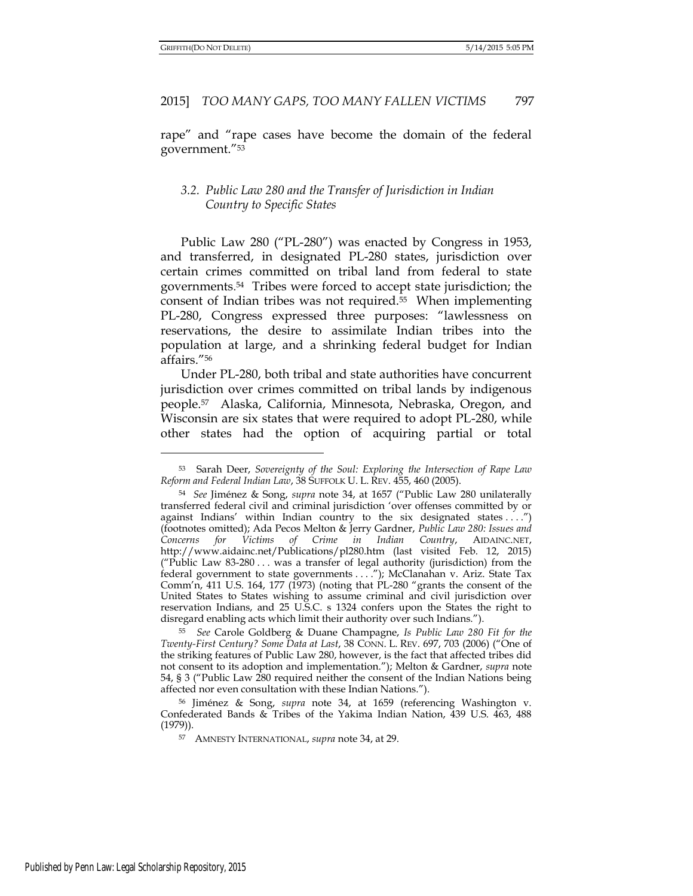rape" and "rape cases have become the domain of the federal government."[53]

### 3.2. *Public Law 280 and the Transfer of Jurisdiction in Indian Country to Specific States*

Public Law 280 ("PL-280") was enacted by Congress in 1953, and transferred, in designated PL-280 states, jurisdiction over certain crimes committed on tribal land from federal to state governments.[54] Tribes were forced to accept state jurisdiction; the consent of Indian tribes was not required.[55] When implementing PL-280, Congress expressed three purposes: "lawlessness on reservations, the desire to assimilate Indian tribes into the population at large, and a shrinking federal budget for Indian affairs."[56]

Under PL-280, both tribal and state authorities have concurrent jurisdiction over crimes committed on tribal lands by indigenous people.[57] Alaska, California, Minnesota, Nebraska, Oregon, and Wisconsin are six states that were required to adopt PL-280, while other states had the option of acquiring partial or total

---

[53] Sarah Deer, *Sovereignty of the Soul: Exploring the Intersection of Rape Law Reform and Federal Indian Law*, 38 SUFFOLK U. L. REV. 455, 460 (2005).

[54] *See* Jiménez & Song, *supra* note 34, at 1657 ("Public Law 280 unilaterally transferred federal civil and criminal jurisdiction 'over offenses committed by or against Indians' within Indian country to the six designated states . . . .") (footnotes omitted); Ada Pecos Melton & Jerry Gardner, *Public Law 280: Issues and Concerns for Victims of Crime in Indian Country*, AIDAINC.NET, http://www.aidainc.net/Publications/pl280.htm (last visited Feb. 12, 2015) ("Public Law 83-280 . . . was a transfer of legal authority (jurisdiction) from the federal government to state governments . . . ."); McClanahan v. Ariz. State Tax Comm'n, 411 U.S. 164, 177 (1973) (noting that PL-280 "grants the consent of the United States to States wishing to assume criminal and civil jurisdiction over reservation Indians, and 25 U.S.C. s 1324 confers upon the States the right to disregard enabling acts which limit their authority over such Indians.").

[55] *See* Carole Goldberg & Duane Champagne, *Is Public Law 280 Fit for the Twenty-First Century? Some Data at Last*, 38 CONN. L. REV. 697, 703 (2006) ("One of the striking features of Public Law 280, however, is the fact that affected tribes did not consent to its adoption and implementation."); Melton & Gardner, *supra* note 54, § 3 ("Public Law 280 required neither the consent of the Indian Nations being affected nor even consultation with these Indian Nations.").

[56] Jiménez & Song, *supra* note 34, at 1659 (referencing Washington v. Confederated Bands & Tribes of the Yakima Indian Nation, 439 U.S. 463, 488 (1979)).

[57] AMNESTY INTERNATIONAL, *supra* note 34, at 29.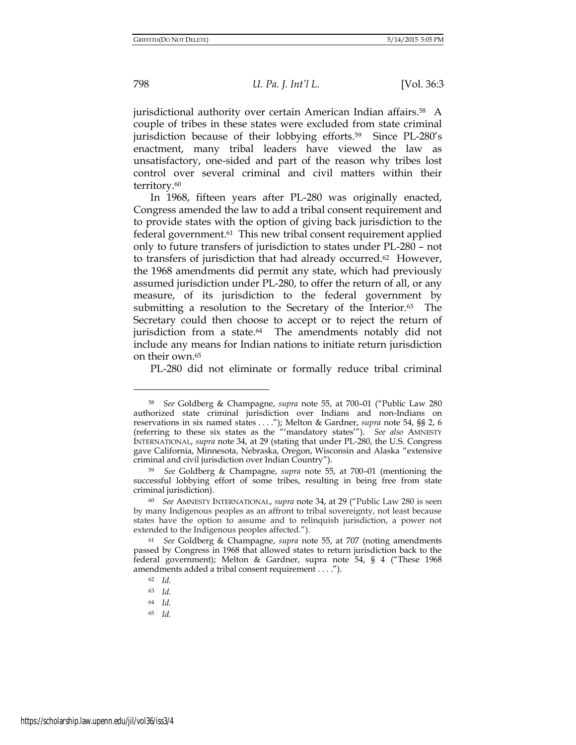jurisdictional authority over certain American Indian affairs.[58] A couple of tribes in these states were excluded from state criminal jurisdiction because of their lobbying efforts.[59] Since PL-280's enactment, many tribal leaders have viewed the law as unsatisfactory, one-sided and part of the reason why tribes lost control over several criminal and civil matters within their territory.[60]

In 1968, fifteen years after PL-280 was originally enacted, Congress amended the law to add a tribal consent requirement and to provide states with the option of giving back jurisdiction to the federal government.[61] This new tribal consent requirement applied only to future transfers of jurisdiction to states under PL-280 – not to transfers of jurisdiction that had already occurred.[62] However, the 1968 amendments did permit any state, which had previously assumed jurisdiction under PL-280, to offer the return of all, or any measure, of its jurisdiction to the federal government by submitting a resolution to the Secretary of the Interior.[63] The Secretary could then choose to accept or to reject the return of jurisdiction from a state.[64] The amendments notably did not include any means for Indian nations to initiate return jurisdiction on their own.[65]

PL-280 did not eliminate or formally reduce tribal criminal

---

[58] *See* Goldberg & Champagne, *supra* note 55, at 700–01 ("Public Law 280 authorized state criminal jurisdiction over Indians and non-Indians on reservations in six named states . . . ."); Melton & Gardner, *supra* note 54, §§ 2, 6 (referring to these six states as the "'mandatory states'"). *See also* AMNESTY INTERNATIONAL, *supra* note 34, at 29 (stating that under PL-280, the U.S. Congress gave California, Minnesota, Nebraska, Oregon, Wisconsin and Alaska "extensive criminal and civil jurisdiction over Indian Country").

[59] *See* Goldberg & Champagne, *supra* note 55, at 700–01 (mentioning the successful lobbying effort of some tribes, resulting in being free from state criminal jurisdiction).

[60] *See* AMNESTY INTERNATIONAL, *supra* note 34, at 29 ("Public Law 280 is seen by many Indigenous peoples as an affront to tribal sovereignty, not least because states have the option to assume and to relinquish jurisdiction, a power not extended to the Indigenous peoples affected.").

[61] *See* Goldberg & Champagne, *supra* note 55, at 707 (noting amendments passed by Congress in 1968 that allowed states to return jurisdiction back to the federal government); Melton & Gardner, supra note 54, § 4 ("These 1968 amendments added a tribal consent requirement . . . .").

[62] *Id.*

[63] *Id.*

[64] *Id.*

[65] *Id.*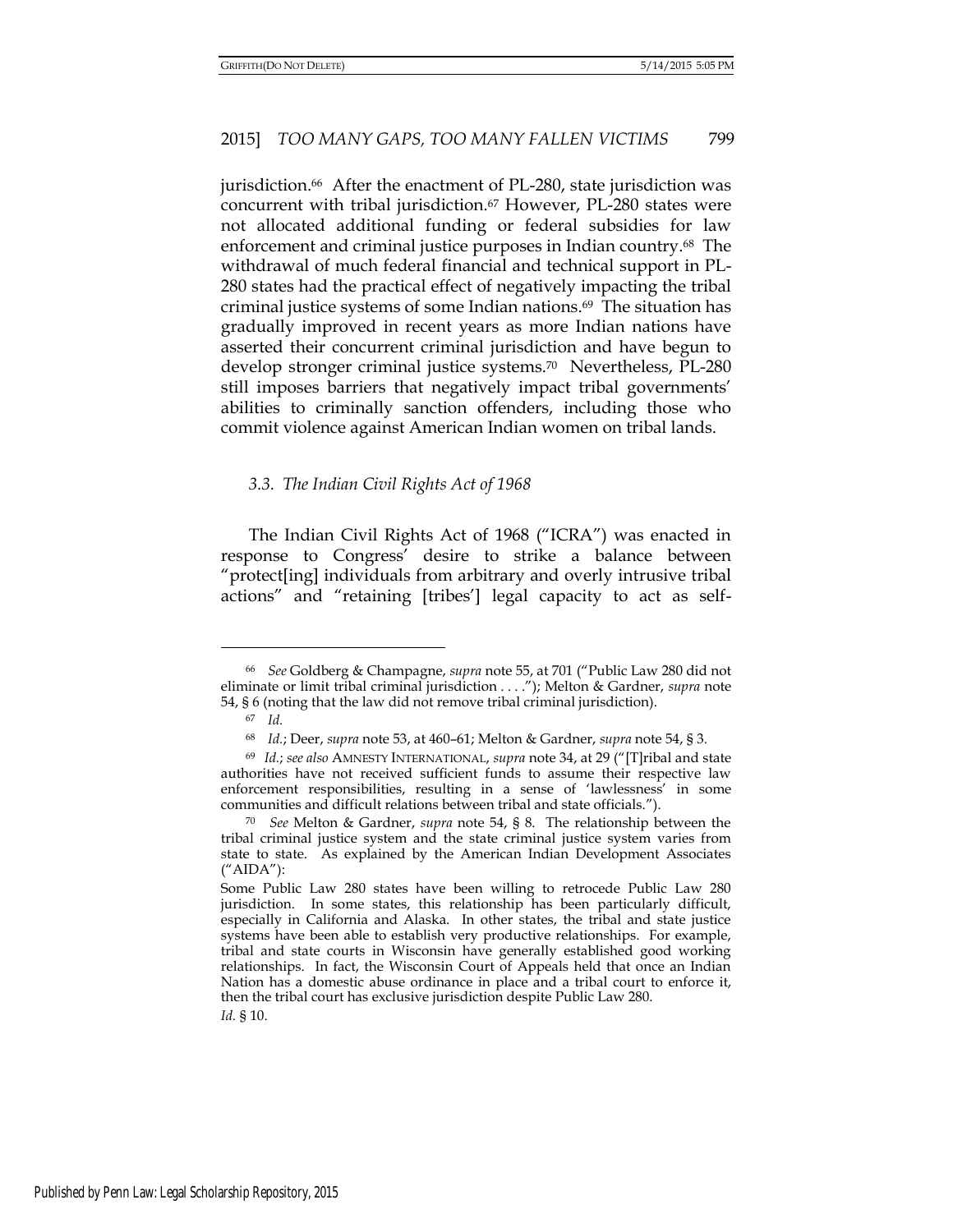jurisdiction.[66] After the enactment of PL-280, state jurisdiction was concurrent with tribal jurisdiction.[67] However, PL-280 states were not allocated additional funding or federal subsidies for law enforcement and criminal justice purposes in Indian country.[68] The withdrawal of much federal financial and technical support in PL-280 states had the practical effect of negatively impacting the tribal criminal justice systems of some Indian nations.[69] The situation has gradually improved in recent years as more Indian nations have asserted their concurrent criminal jurisdiction and have begun to develop stronger criminal justice systems.[70] Nevertheless, PL-280 still imposes barriers that negatively impact tribal governments' abilities to criminally sanction offenders, including those who commit violence against American Indian women on tribal lands.

### *3.3. The Indian Civil Rights Act of 1968*

The Indian Civil Rights Act of 1968 ("ICRA") was enacted in response to Congress' desire to strike a balance between "protect[ing] individuals from arbitrary and overly intrusive tribal actions" and "retaining [tribes'] legal capacity to act as self-

---

[66] *See* Goldberg & Champagne, *supra* note 55, at 701 ("Public Law 280 did not eliminate or limit tribal criminal jurisdiction . . . ."); Melton & Gardner, *supra* note 54, § 6 (noting that the law did not remove tribal criminal jurisdiction).

[67] *Id.*

[68] *Id.*; Deer, *supra* note 53, at 460–61; Melton & Gardner, *supra* note 54, § 3.

[69] *Id.*; *see also* AMNESTY INTERNATIONAL, *supra* note 34, at 29 ("[T]ribal and state authorities have not received sufficient funds to assume their respective law enforcement responsibilities, resulting in a sense of 'lawlessness' in some communities and difficult relations between tribal and state officials.").

[70] *See* Melton & Gardner, *supra* note 54, § 8. The relationship between the tribal criminal justice system and the state criminal justice system varies from state to state. As explained by the American Indian Development Associates ("AIDA"):

> Some Public Law 280 states have been willing to retrocede Public Law 280 jurisdiction. In some states, this relationship has been particularly difficult, especially in California and Alaska. In other states, the tribal and state justice systems have been able to establish very productive relationships. For example, tribal and state courts in Wisconsin have generally established good working relationships. In fact, the Wisconsin Court of Appeals held that once an Indian Nation has a domestic abuse ordinance in place and a tribal court to enforce it, then the tribal court has exclusive jurisdiction despite Public Law 280.

*Id.* § 10.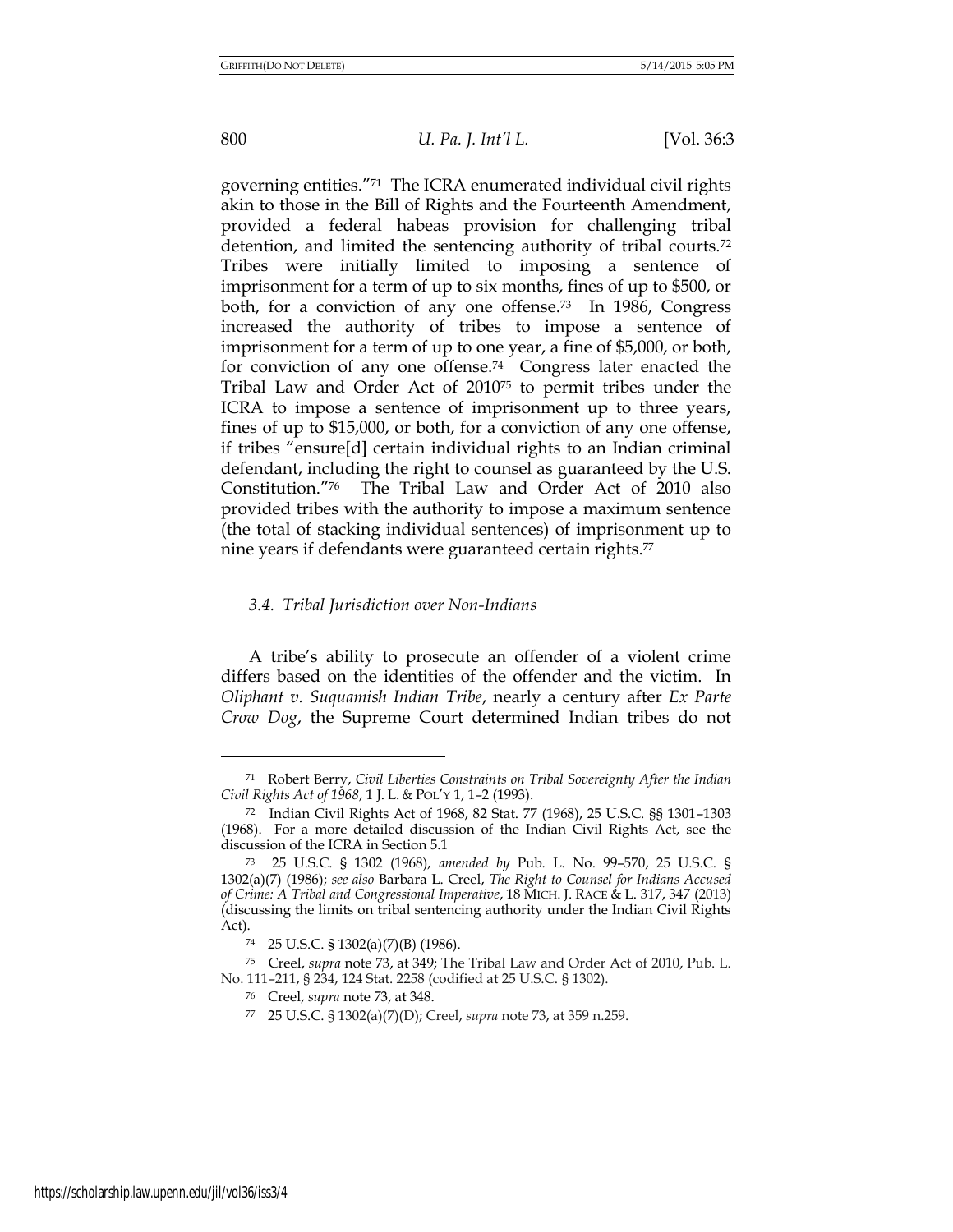governing entities."[71] The ICRA enumerated individual civil rights akin to those in the Bill of Rights and the Fourteenth Amendment, provided a federal habeas provision for challenging tribal detention, and limited the sentencing authority of tribal courts.[72] Tribes were initially limited to imposing a sentence of imprisonment for a term of up to six months, fines of up to $500, or both, for a conviction of any one offense.[73] In 1986, Congress increased the authority of tribes to impose a sentence of imprisonment for a term of up to one year, a fine of $5,000, or both, for conviction of any one offense.[74] Congress later enacted the Tribal Law and Order Act of 2010[75] to permit tribes under the ICRA to impose a sentence of imprisonment up to three years, fines of up to $15,000, or both, for a conviction of any one offense, if tribes "ensure[d] certain individual rights to an Indian criminal defendant, including the right to counsel as guaranteed by the U.S. Constitution."[76] The Tribal Law and Order Act of 2010 also provided tribes with the authority to impose a maximum sentence (the total of stacking individual sentences) of imprisonment up to nine years if defendants were guaranteed certain rights.[77]

### *3.4. Tribal Jurisdiction over Non-Indians*

A tribe's ability to prosecute an offender of a violent crime differs based on the identities of the offender and the victim. In *Oliphant v. Suquamish Indian Tribe*, nearly a century after *Ex Parte Crow Dog*, the Supreme Court determined Indian tribes do not

---

[71] Robert Berry, *Civil Liberties Constraints on Tribal Sovereignty After the Indian Civil Rights Act of 1968*, 1 J. L. & POL'Y 1, 1–2 (1993).

[72] Indian Civil Rights Act of 1968, 82 Stat. 77 (1968), 25 U.S.C. §§ 1301–1303 (1968). For a more detailed discussion of the Indian Civil Rights Act, see the discussion of the ICRA in Section 5.1

[73] 25 U.S.C. § 1302 (1968), *amended by* Pub. L. No. 99–570, 25 U.S.C. § 1302(a)(7) (1986); *see also* Barbara L. Creel, *The Right to Counsel for Indians Accused of Crime: A Tribal and Congressional Imperative*, 18 MICH. J. RACE & L. 317, 347 (2013) (discussing the limits on tribal sentencing authority under the Indian Civil Rights Act).

[74] 25 U.S.C. § 1302(a)(7)(B) (1986).

[75] Creel, *supra* note 73, at 349; The Tribal Law and Order Act of 2010, Pub. L. No. 111–211, § 234, 124 Stat. 2258 (codified at 25 U.S.C. § 1302).

[76] Creel, *supra* note 73, at 348.

[77] 25 U.S.C. § 1302(a)(7)(D); Creel, *supra* note 73, at 359 n.259.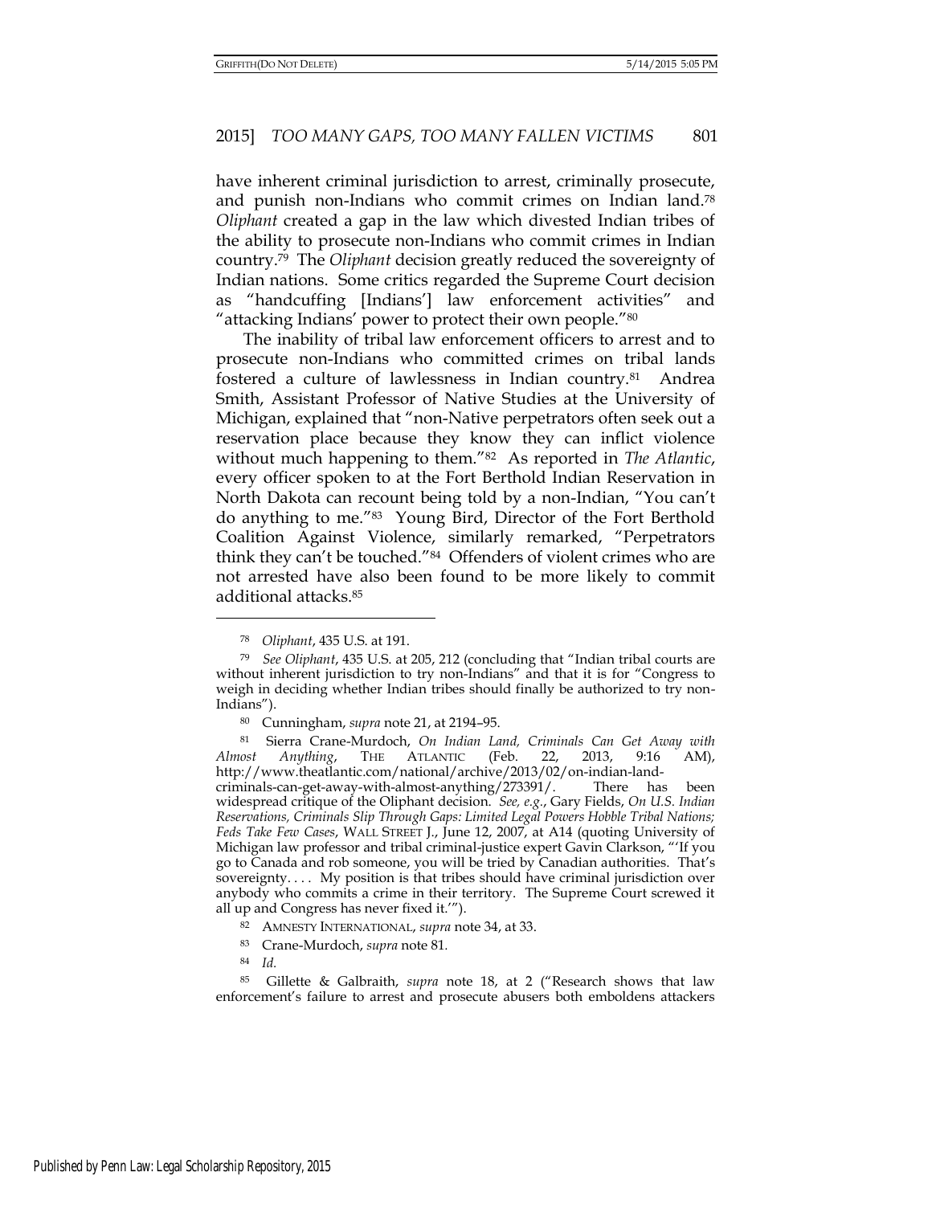have inherent criminal jurisdiction to arrest, criminally prosecute, and punish non-Indians who commit crimes on Indian land.[78] *Oliphant* created a gap in the law which divested Indian tribes of the ability to prosecute non-Indians who commit crimes in Indian country.[79] The *Oliphant* decision greatly reduced the sovereignty of Indian nations. Some critics regarded the Supreme Court decision as "handcuffing [Indians'] law enforcement activities" and "attacking Indians' power to protect their own people."[80]

The inability of tribal law enforcement officers to arrest and to prosecute non-Indians who committed crimes on tribal lands fostered a culture of lawlessness in Indian country.[81] Andrea Smith, Assistant Professor of Native Studies at the University of Michigan, explained that "non-Native perpetrators often seek out a reservation place because they know they can inflict violence without much happening to them."[82] As reported in *The Atlantic*, every officer spoken to at the Fort Berthold Indian Reservation in North Dakota can recount being told by a non-Indian, "You can't do anything to me."[83] Young Bird, Director of the Fort Berthold Coalition Against Violence, similarly remarked, "Perpetrators think they can't be touched."[84] Offenders of violent crimes who are not arrested have also been found to be more likely to commit additional attacks.[85]

---

[78] *Oliphant*, 435 U.S. at 191.

[79] *See Oliphant*, 435 U.S. at 205, 212 (concluding that "Indian tribal courts are without inherent jurisdiction to try non-Indians" and that it is for "Congress to weigh in deciding whether Indian tribes should finally be authorized to try non-Indians").

[80] Cunningham, *supra* note 21, at 2194–95.

[81] Sierra Crane-Murdoch, *On Indian Land, Criminals Can Get Away with Almost Anything*, THE ATLANTIC (Feb. 22, 2013, 9:16 AM), http://www.theatlantic.com/national/archive/2013/02/on-indian-land-criminals-can-get-away-with-almost-anything/273391/. There has been widespread critique of the Oliphant decision. *See, e.g.*, Gary Fields, *On U.S. Indian Reservations, Criminals Slip Through Gaps: Limited Legal Powers Hobble Tribal Nations; Feds Take Few Cases*, WALL STREET J., June 12, 2007, at A14 (quoting University of Michigan law professor and tribal criminal-justice expert Gavin Clarkson, "'If you go to Canada and rob someone, you will be tried by Canadian authorities. That's sovereignty. . . . My position is that tribes should have criminal jurisdiction over anybody who commits a crime in their territory. The Supreme Court screwed it all up and Congress has never fixed it.'").

[82] AMNESTY INTERNATIONAL, *supra* note 34, at 33.

[83] Crane-Murdoch, *supra* note 81.

[84] *Id.*

[85] Gillette & Galbraith, *supra* note 18, at 2 ("Research shows that law enforcement's failure to arrest and prosecute abusers both emboldens attackers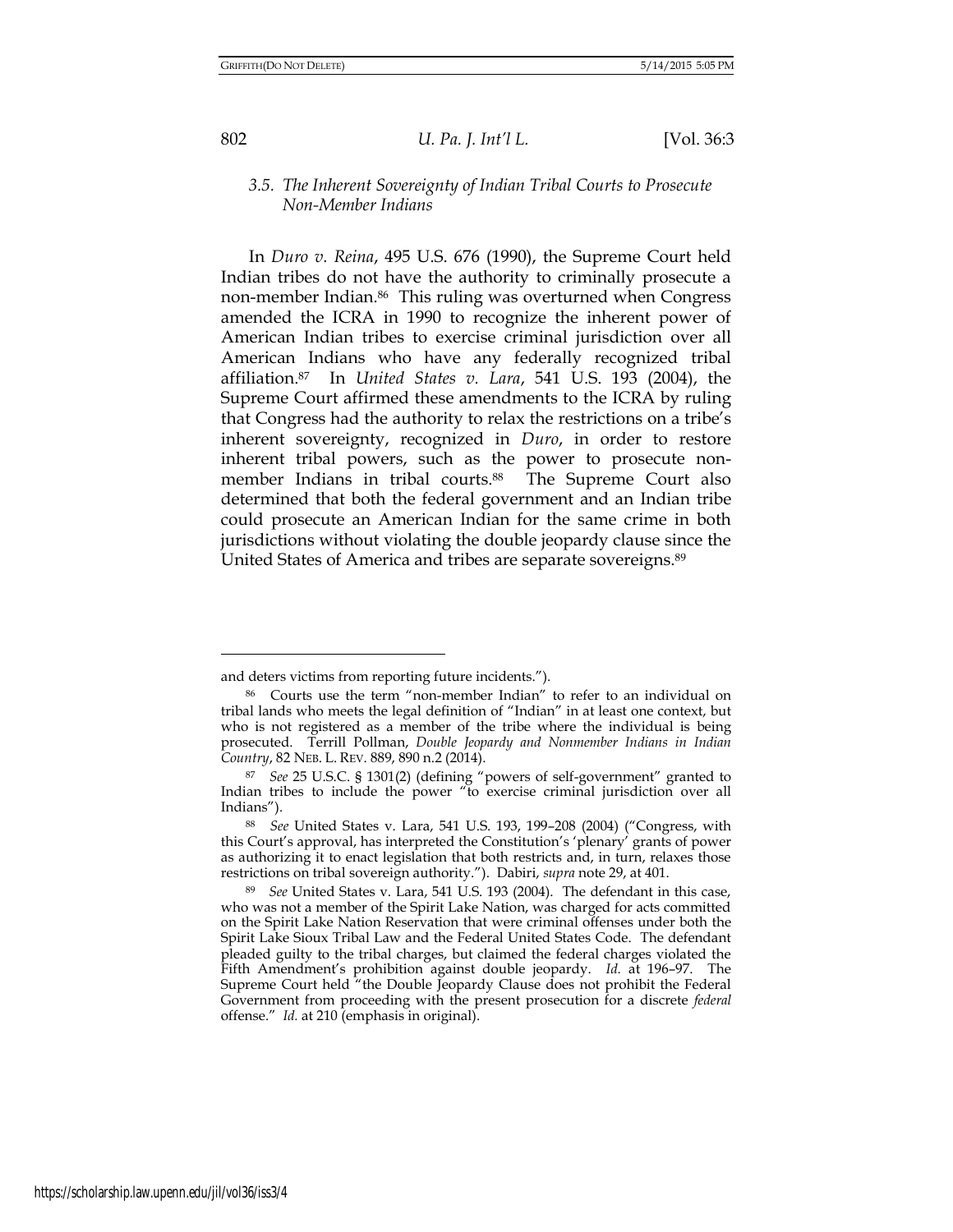### 3.5. *The Inherent Sovereignty of Indian Tribal Courts to Prosecute Non-Member Indians*

In *Duro v. Reina*, 495 U.S. 676 (1990), the Supreme Court held Indian tribes do not have the authority to criminally prosecute a non-member Indian.[86] This ruling was overturned when Congress amended the ICRA in 1990 to recognize the inherent power of American Indian tribes to exercise criminal jurisdiction over all American Indians who have any federally recognized tribal affiliation.[87] In *United States v. Lara*, 541 U.S. 193 (2004), the Supreme Court affirmed these amendments to the ICRA by ruling that Congress had the authority to relax the restrictions on a tribe's inherent sovereignty, recognized in *Duro*, in order to restore inherent tribal powers, such as the power to prosecute non-member Indians in tribal courts.[88] The Supreme Court also determined that both the federal government and an Indian tribe could prosecute an American Indian for the same crime in both jurisdictions without violating the double jeopardy clause since the United States of America and tribes are separate sovereigns.[89]

---

and deters victims from reporting future incidents.").

[86] Courts use the term "non-member Indian" to refer to an individual on tribal lands who meets the legal definition of "Indian" in at least one context, but who is not registered as a member of the tribe where the individual is being prosecuted. Terrill Pollman, *Double Jeopardy and Nonmember Indians in Indian Country*, 82 NEB. L. REV. 889, 890 n.2 (2014).

[87] *See* 25 U.S.C. § 1301(2) (defining "powers of self-government" granted to Indian tribes to include the power "to exercise criminal jurisdiction over all Indians").

[88] *See* United States v. Lara, 541 U.S. 193, 199–208 (2004) ("Congress, with this Court's approval, has interpreted the Constitution's 'plenary' grants of power as authorizing it to enact legislation that both restricts and, in turn, relaxes those restrictions on tribal sovereign authority."). Dabiri, *supra* note 29, at 401.

[89] *See* United States v. Lara, 541 U.S. 193 (2004). The defendant in this case, who was not a member of the Spirit Lake Nation, was charged for acts committed on the Spirit Lake Nation Reservation that were criminal offenses under both the Spirit Lake Sioux Tribal Law and the Federal United States Code. The defendant pleaded guilty to the tribal charges, but claimed the federal charges violated the Fifth Amendment's prohibition against double jeopardy. *Id.* at 196–97. The Supreme Court held "the Double Jeopardy Clause does not prohibit the Federal Government from proceeding with the present prosecution for a discrete *federal* offense." *Id.* at 210 (emphasis in original).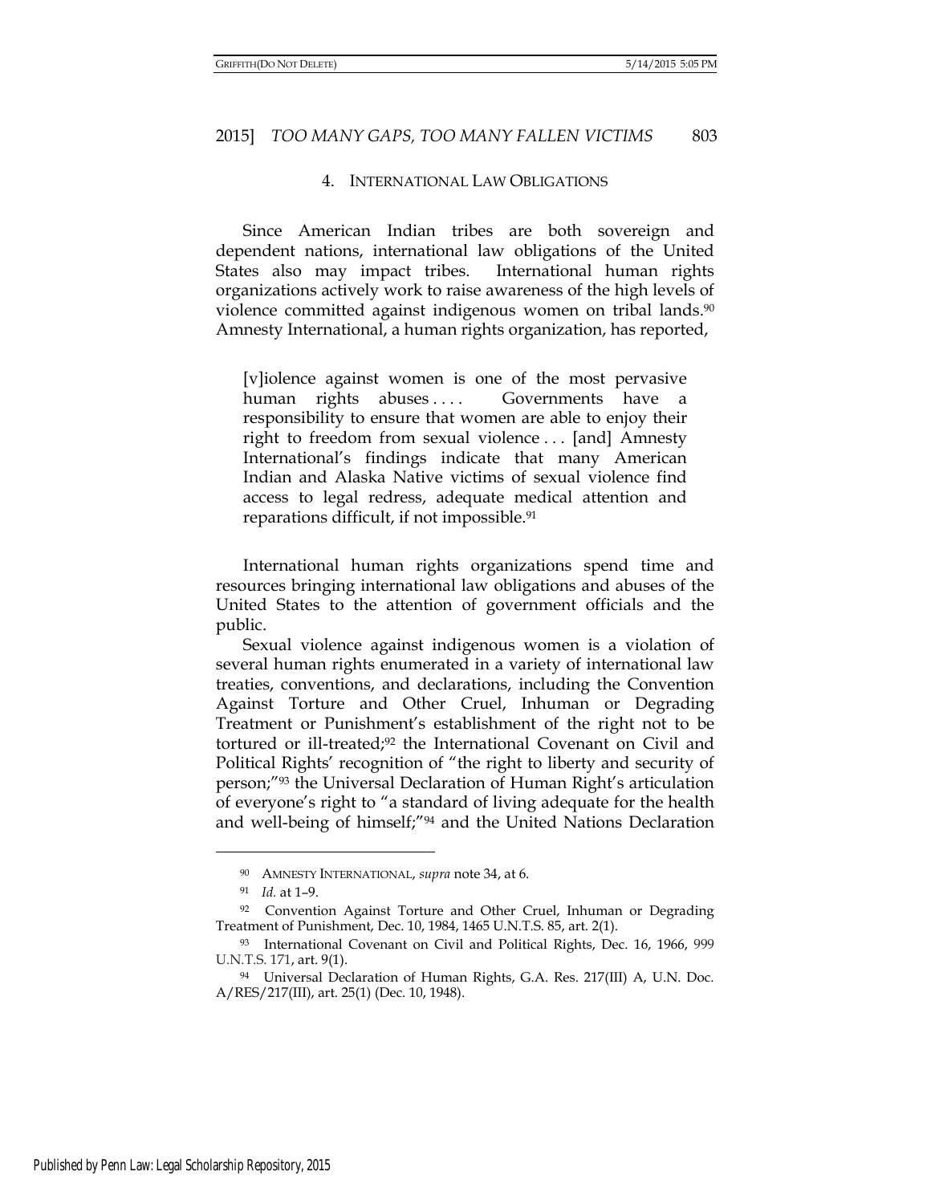#### 4. INTERNATIONAL LAW OBLIGATIONS

Since American Indian tribes are both sovereign and dependent nations, international law obligations of the United States also may impact tribes. International human rights organizations actively work to raise awareness of the high levels of violence committed against indigenous women on tribal lands.[90] Amnesty International, a human rights organization, has reported,

> [v]iolence against women is one of the most pervasive human rights abuses . . . . Governments have a responsibility to ensure that women are able to enjoy their right to freedom from sexual violence . . . [and] Amnesty International's findings indicate that many American Indian and Alaska Native victims of sexual violence find access to legal redress, adequate medical attention and reparations difficult, if not impossible.[91]

International human rights organizations spend time and resources bringing international law obligations and abuses of the United States to the attention of government officials and the public.

Sexual violence against indigenous women is a violation of several human rights enumerated in a variety of international law treaties, conventions, and declarations, including the Convention Against Torture and Other Cruel, Inhuman or Degrading Treatment or Punishment's establishment of the right not to be tortured or ill-treated;[92] the International Covenant on Civil and Political Rights' recognition of "the right to liberty and security of person;"[93] the Universal Declaration of Human Right's articulation of everyone's right to "a standard of living adequate for the health and well-being of himself;"[94] and the United Nations Declaration

---

[90] AMNESTY INTERNATIONAL, *supra* note 34, at 6.

[91] *Id.* at 1–9.

[92] Convention Against Torture and Other Cruel, Inhuman or Degrading Treatment of Punishment, Dec. 10, 1984, 1465 U.N.T.S. 85, art. 2(1).

[93] International Covenant on Civil and Political Rights, Dec. 16, 1966, 999 U.N.T.S. 171, art. 9(1).

[94] Universal Declaration of Human Rights, G.A. Res. 217(III) A, U.N. Doc. A/RES/217(III), art. 25(1) (Dec. 10, 1948).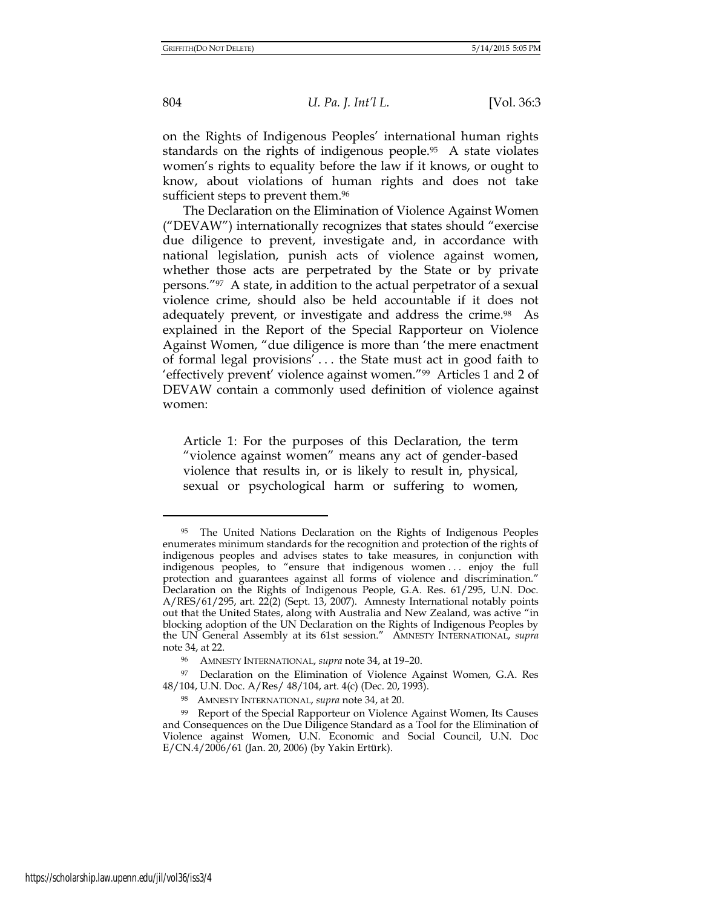on the Rights of Indigenous Peoples' international human rights standards on the rights of indigenous people.[95] A state violates women's rights to equality before the law if it knows, or ought to know, about violations of human rights and does not take sufficient steps to prevent them.[96]

The Declaration on the Elimination of Violence Against Women ("DEVAW") internationally recognizes that states should "exercise due diligence to prevent, investigate and, in accordance with national legislation, punish acts of violence against women, whether those acts are perpetrated by the State or by private persons."[97] A state, in addition to the actual perpetrator of a sexual violence crime, should also be held accountable if it does not adequately prevent, or investigate and address the crime.[98] As explained in the Report of the Special Rapporteur on Violence Against Women, "due diligence is more than 'the mere enactment of formal legal provisions' . . . the State must act in good faith to 'effectively prevent' violence against women."[99] Articles 1 and 2 of DEVAW contain a commonly used definition of violence against women:

> Article 1: For the purposes of this Declaration, the term "violence against women" means any act of gender-based violence that results in, or is likely to result in, physical, sexual or psychological harm or suffering to women,

---

[95] The United Nations Declaration on the Rights of Indigenous Peoples enumerates minimum standards for the recognition and protection of the rights of indigenous peoples and advises states to take measures, in conjunction with indigenous peoples, to "ensure that indigenous women . . . enjoy the full protection and guarantees against all forms of violence and discrimination." Declaration on the Rights of Indigenous People, G.A. Res. 61/295, U.N. Doc. A/RES/61/295, art. 22(2) (Sept. 13, 2007). Amnesty International notably points out that the United States, along with Australia and New Zealand, was active "in blocking adoption of the UN Declaration on the Rights of Indigenous Peoples by the UN General Assembly at its 61st session." AMNESTY INTERNATIONAL, *supra* note 34, at 22.

[96] AMNESTY INTERNATIONAL, *supra* note 34, at 19–20.

[97] Declaration on the Elimination of Violence Against Women, G.A. Res 48/104, U.N. Doc. A/Res/ 48/104, art. 4(c) (Dec. 20, 1993).

[98] AMNESTY INTERNATIONAL, *supra* note 34, at 20.

[99] Report of the Special Rapporteur on Violence Against Women, Its Causes and Consequences on the Due Diligence Standard as a Tool for the Elimination of Violence against Women, U.N. Economic and Social Council, U.N. Doc E/CN.4/2006/61 (Jan. 20, 2006) (by Yakin Ertürk).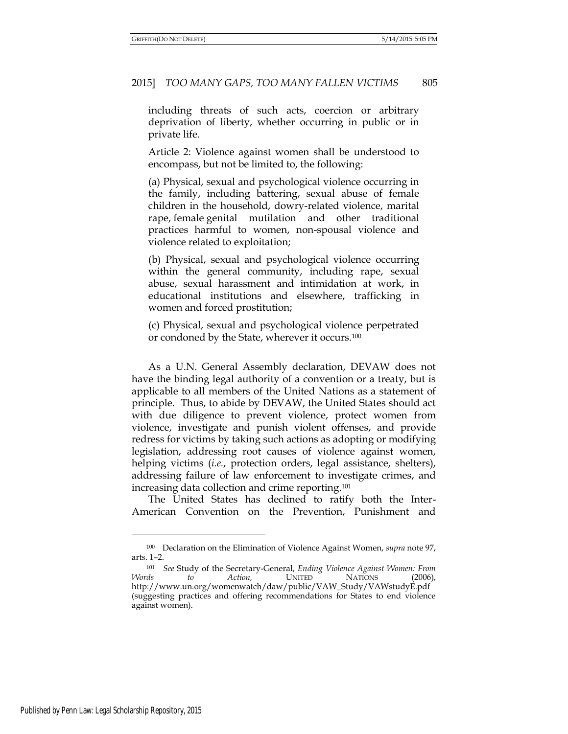> including threats of such acts, coercion or arbitrary deprivation of liberty, whether occurring in public or in private life.
>
> Article 2: Violence against women shall be understood to encompass, but not be limited to, the following:
>
> (a) Physical, sexual and psychological violence occurring in the family, including battering, sexual abuse of female children in the household, dowry-related violence, marital rape, female genital mutilation and other traditional practices harmful to women, non-spousal violence and violence related to exploitation;
>
> (b) Physical, sexual and psychological violence occurring within the general community, including rape, sexual abuse, sexual harassment and intimidation at work, in educational institutions and elsewhere, trafficking in women and forced prostitution;
>
> (c) Physical, sexual and psychological violence perpetrated or condoned by the State, wherever it occurs.[100]

As a U.N. General Assembly declaration, DEVAW does not have the binding legal authority of a convention or a treaty, but is applicable to all members of the United Nations as a statement of principle. Thus, to abide by DEVAW, the United States should act with due diligence to prevent violence, protect women from violence, investigate and punish violent offenses, and provide redress for victims by taking such actions as adopting or modifying legislation, addressing root causes of violence against women, helping victims (*i.e.*, protection orders, legal assistance, shelters), addressing failure of law enforcement to investigate crimes, and increasing data collection and crime reporting.[101]

The United States has declined to ratify both the Inter-American Convention on the Prevention, Punishment and

---

[100] Declaration on the Elimination of Violence Against Women, *supra* note 97, arts. 1–2.

[101] *See* Study of the Secretary-General, *Ending Violence Against Women: From Words to Action,* UNITED NATIONS (2006), http://www.un.org/womenwatch/daw/public/VAW_Study/VAWstudyE.pdf (suggesting practices and offering recommendations for States to end violence against women).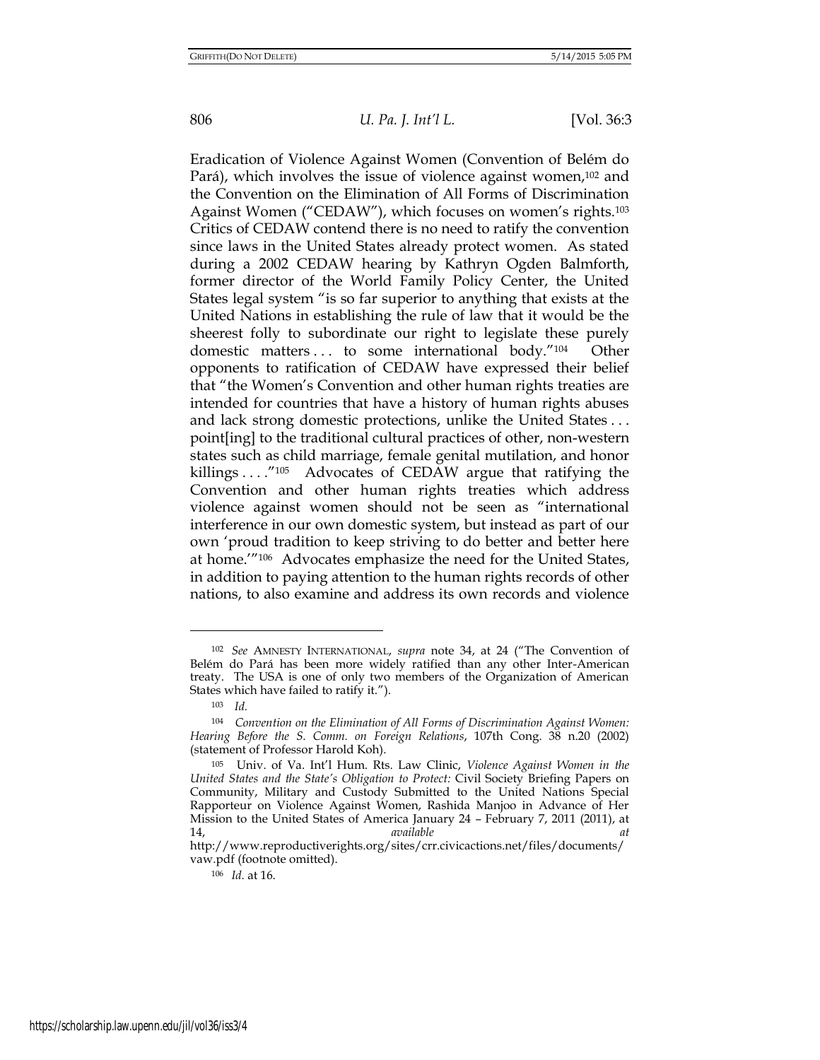Eradication of Violence Against Women (Convention of Belém do Pará), which involves the issue of violence against women,[102] and the Convention on the Elimination of All Forms of Discrimination Against Women ("CEDAW"), which focuses on women's rights.[103] Critics of CEDAW contend there is no need to ratify the convention since laws in the United States already protect women. As stated during a 2002 CEDAW hearing by Kathryn Ogden Balmforth, former director of the World Family Policy Center, the United States legal system "is so far superior to anything that exists at the United Nations in establishing the rule of law that it would be the sheerest folly to subordinate our right to legislate these purely domestic matters . . . to some international body."[104] Other opponents to ratification of CEDAW have expressed their belief that "the Women's Convention and other human rights treaties are intended for countries that have a history of human rights abuses and lack strong domestic protections, unlike the United States . . . point[ing] to the traditional cultural practices of other, non-western states such as child marriage, female genital mutilation, and honor killings . . . ."[105] Advocates of CEDAW argue that ratifying the Convention and other human rights treaties which address violence against women should not be seen as "international interference in our own domestic system, but instead as part of our own 'proud tradition to keep striving to do better and better here at home.'"[106] Advocates emphasize the need for the United States, in addition to paying attention to the human rights records of other nations, to also examine and address its own records and violence

---

[102] *See* AMNESTY INTERNATIONAL, *supra* note 34, at 24 ("The Convention of Belém do Pará has been more widely ratified than any other Inter-American treaty. The USA is one of only two members of the Organization of American States which have failed to ratify it.").

[103] *Id.*

[104] *Convention on the Elimination of All Forms of Discrimination Against Women: Hearing Before the S. Comm. on Foreign Relations*, 107th Cong. 38 n.20 (2002) (statement of Professor Harold Koh).

[105] Univ. of Va. Int'l Hum. Rts. Law Clinic, *Violence Against Women in the United States and the State's Obligation to Protect:* Civil Society Briefing Papers on Community, Military and Custody Submitted to the United Nations Special Rapporteur on Violence Against Women, Rashida Manjoo in Advance of Her Mission to the United States of America January 24 – February 7, 2011 (2011), at 14, *available at* http://www.reproductiverights.org/sites/crr.civicactions.net/files/documents/vaw.pdf (footnote omitted).

[106] *Id.* at 16.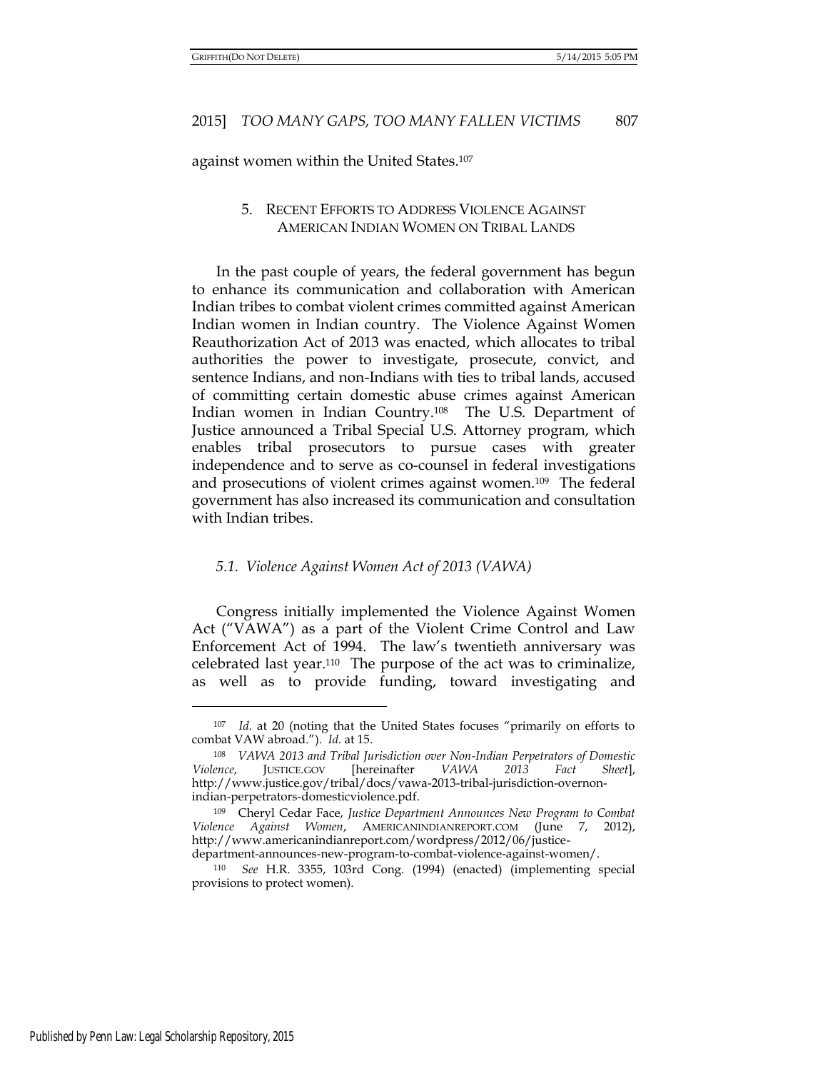against women within the United States.[107]

## 5. RECENT EFFORTS TO ADDRESS VIOLENCE AGAINST AMERICAN INDIAN WOMEN ON TRIBAL LANDS

In the past couple of years, the federal government has begun to enhance its communication and collaboration with American Indian tribes to combat violent crimes committed against American Indian women in Indian country. The Violence Against Women Reauthorization Act of 2013 was enacted, which allocates to tribal authorities the power to investigate, prosecute, convict, and sentence Indians, and non-Indians with ties to tribal lands, accused of committing certain domestic abuse crimes against American Indian women in Indian Country.[108] The U.S. Department of Justice announced a Tribal Special U.S. Attorney program, which enables tribal prosecutors to pursue cases with greater independence and to serve as co-counsel in federal investigations and prosecutions of violent crimes against women.[109] The federal government has also increased its communication and consultation with Indian tribes.

### *5.1. Violence Against Women Act of 2013 (VAWA)*

Congress initially implemented the Violence Against Women Act ("VAWA") as a part of the Violent Crime Control and Law Enforcement Act of 1994. The law's twentieth anniversary was celebrated last year.[110] The purpose of the act was to criminalize, as well as to provide funding, toward investigating and

---

[107] *Id.* at 20 (noting that the United States focuses "primarily on efforts to combat VAW abroad."). *Id.* at 15.

[108] *VAWA 2013 and Tribal Jurisdiction over Non-Indian Perpetrators of Domestic Violence*, JUSTICE.GOV [hereinafter *VAWA 2013 Fact Sheet*], http://www.justice.gov/tribal/docs/vawa-2013-tribal-jurisdiction-overnon-indian-perpetrators-domesticviolence.pdf.

[109] Cheryl Cedar Face, *Justice Department Announces New Program to Combat Violence Against Women*, AMERICANINDIANREPORT.COM (June 7, 2012), http://www.americanindianreport.com/wordpress/2012/06/justice-department-announces-new-program-to-combat-violence-against-women/.

[110] *See* H.R. 3355, 103rd Cong. (1994) (enacted) (implementing special provisions to protect women).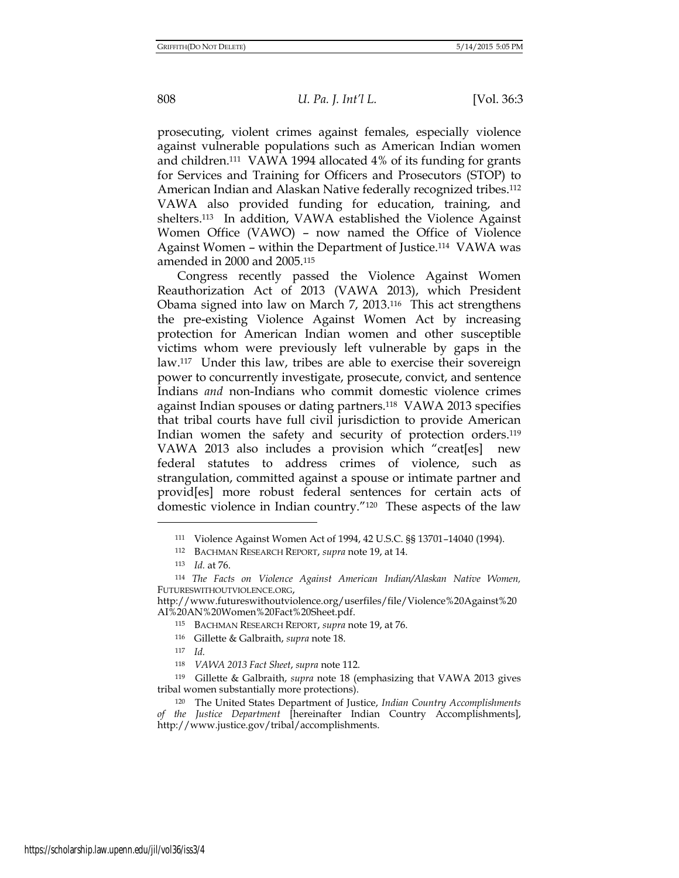prosecuting, violent crimes against females, especially violence against vulnerable populations such as American Indian women and children.[111] VAWA 1994 allocated 4% of its funding for grants for Services and Training for Officers and Prosecutors (STOP) to American Indian and Alaskan Native federally recognized tribes.[112] VAWA also provided funding for education, training, and shelters.[113] In addition, VAWA established the Violence Against Women Office (VAWO) – now named the Office of Violence Against Women – within the Department of Justice.[114] VAWA was amended in 2000 and 2005.[115]

Congress recently passed the Violence Against Women Reauthorization Act of 2013 (VAWA 2013), which President Obama signed into law on March 7, 2013.[116] This act strengthens the pre-existing Violence Against Women Act by increasing protection for American Indian women and other susceptible victims whom were previously left vulnerable by gaps in the law.[117] Under this law, tribes are able to exercise their sovereign power to concurrently investigate, prosecute, convict, and sentence Indians *and* non-Indians who commit domestic violence crimes against Indian spouses or dating partners.[118] VAWA 2013 specifies that tribal courts have full civil jurisdiction to provide American Indian women the safety and security of protection orders.[119] VAWA 2013 also includes a provision which "creat[es] new federal statutes to address crimes of violence, such as strangulation, committed against a spouse or intimate partner and provid[es] more robust federal sentences for certain acts of domestic violence in Indian country."[120] These aspects of the law

---

[111] Violence Against Women Act of 1994, 42 U.S.C. §§ 13701–14040 (1994).

[112] BACHMAN RESEARCH REPORT, *supra* note 19, at 14.

[113] *Id.* at 76.

[114] *The Facts on Violence Against American Indian/Alaskan Native Women,* FUTURESWITHOUTVIOLENCE.ORG, http://www.futureswithoutviolence.org/userfiles/file/Violence%20Against%20AI%20AN%20Women%20Fact%20Sheet.pdf.

[115] BACHMAN RESEARCH REPORT, *supra* note 19, at 76.

[116] Gillette & Galbraith, *supra* note 18.

[117] *Id.*

[118] *VAWA 2013 Fact Sheet*, *supra* note 112.

[119] Gillette & Galbraith, *supra* note 18 (emphasizing that VAWA 2013 gives tribal women substantially more protections).

[120] The United States Department of Justice, *Indian Country Accomplishments of the Justice Department* [hereinafter Indian Country Accomplishments], http://www.justice.gov/tribal/accomplishments.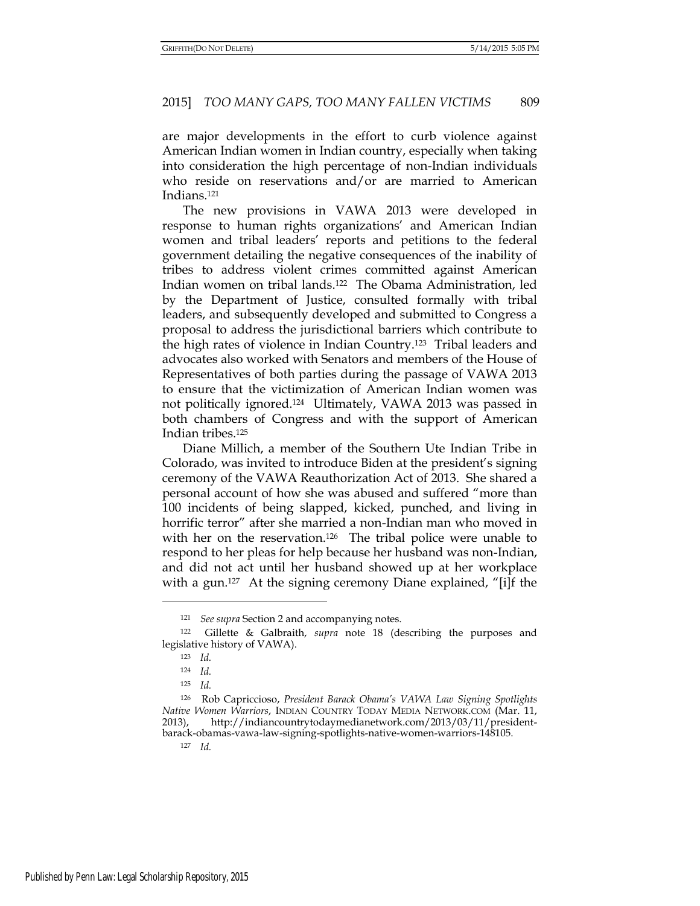are major developments in the effort to curb violence against American Indian women in Indian country, especially when taking into consideration the high percentage of non-Indian individuals who reside on reservations and/or are married to American Indians.[121]

The new provisions in VAWA 2013 were developed in response to human rights organizations' and American Indian women and tribal leaders' reports and petitions to the federal government detailing the negative consequences of the inability of tribes to address violent crimes committed against American Indian women on tribal lands.[122] The Obama Administration, led by the Department of Justice, consulted formally with tribal leaders, and subsequently developed and submitted to Congress a proposal to address the jurisdictional barriers which contribute to the high rates of violence in Indian Country.[123] Tribal leaders and advocates also worked with Senators and members of the House of Representatives of both parties during the passage of VAWA 2013 to ensure that the victimization of American Indian women was not politically ignored.[124] Ultimately, VAWA 2013 was passed in both chambers of Congress and with the support of American Indian tribes.[125]

Diane Millich, a member of the Southern Ute Indian Tribe in Colorado, was invited to introduce Biden at the president's signing ceremony of the VAWA Reauthorization Act of 2013. She shared a personal account of how she was abused and suffered "more than 100 incidents of being slapped, kicked, punched, and living in horrific terror" after she married a non-Indian man who moved in with her on the reservation.[126] The tribal police were unable to respond to her pleas for help because her husband was non-Indian, and did not act until her husband showed up at her workplace with a gun.[127] At the signing ceremony Diane explained, "[i]f the

---

[121] *See supra* Section 2 and accompanying notes.

[122] Gillette & Galbraith, *supra* note 18 (describing the purposes and legislative history of VAWA).

[123] *Id.*

[124] *Id.*

[125] *Id.*

[126] Rob Capriccioso, *President Barack Obama's VAWA Law Signing Spotlights Native Women Warriors*, INDIAN COUNTRY TODAY MEDIA NETWORK.COM (Mar. 11, 2013), http://indiancountrytodaymedianetwork.com/2013/03/11/president-barack-obamas-vawa-law-signing-spotlights-native-women-warriors-148105.

[127] *Id.*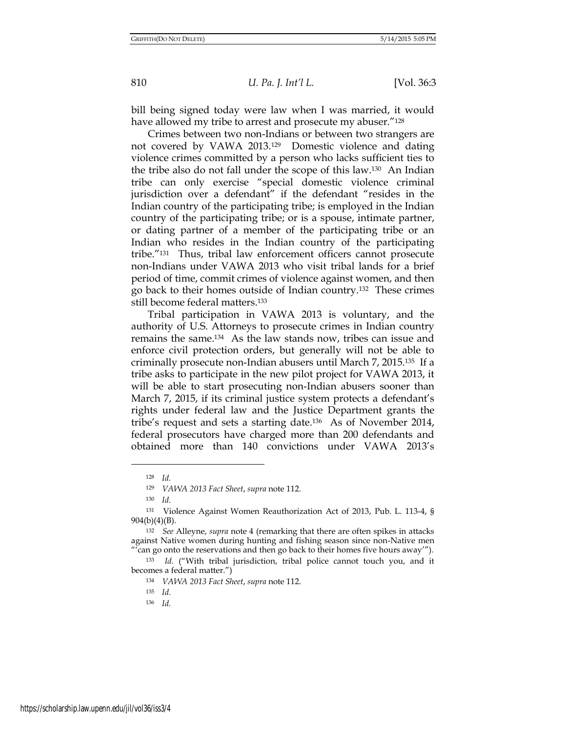bill being signed today were law when I was married, it would have allowed my tribe to arrest and prosecute my abuser."[128]

Crimes between two non-Indians or between two strangers are not covered by VAWA 2013.[129] Domestic violence and dating violence crimes committed by a person who lacks sufficient ties to the tribe also do not fall under the scope of this law.[130] An Indian tribe can only exercise "special domestic violence criminal jurisdiction over a defendant" if the defendant "resides in the Indian country of the participating tribe; is employed in the Indian country of the participating tribe; or is a spouse, intimate partner, or dating partner of a member of the participating tribe or an Indian who resides in the Indian country of the participating tribe."[131] Thus, tribal law enforcement officers cannot prosecute non-Indians under VAWA 2013 who visit tribal lands for a brief period of time, commit crimes of violence against women, and then go back to their homes outside of Indian country.[132] These crimes still become federal matters.[133]

Tribal participation in VAWA 2013 is voluntary, and the authority of U.S. Attorneys to prosecute crimes in Indian country remains the same.[134] As the law stands now, tribes can issue and enforce civil protection orders, but generally will not be able to criminally prosecute non-Indian abusers until March 7, 2015.[135] If a tribe asks to participate in the new pilot project for VAWA 2013, it will be able to start prosecuting non-Indian abusers sooner than March 7, 2015, if its criminal justice system protects a defendant's rights under federal law and the Justice Department grants the tribe's request and sets a starting date.[136] As of November 2014, federal prosecutors have charged more than 200 defendants and obtained more than 140 convictions under VAWA 2013's

---

[128] *Id.*

[129] *VAWA 2013 Fact Sheet*, *supra* note 112.

[130] *Id.*

[131] Violence Against Women Reauthorization Act of 2013, Pub. L. 113-4, § 904(b)(4)(B).

[132] *See* Alleyne, *supra* note 4 (remarking that there are often spikes in attacks against Native women during hunting and fishing season since non-Native men "'can go onto the reservations and then go back to their homes five hours away'").

[133] *Id.* ("With tribal jurisdiction, tribal police cannot touch you, and it becomes a federal matter.")

[134] *VAWA 2013 Fact Sheet*, *supra* note 112.

[135] *Id.*

[136] *Id.*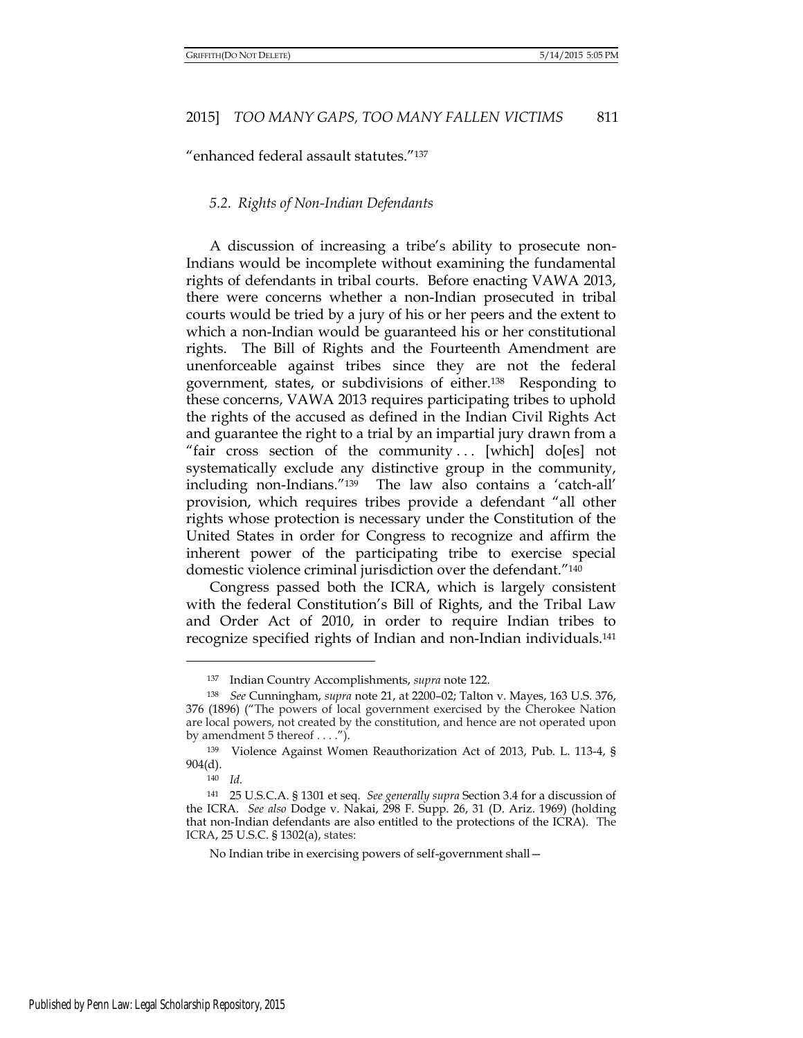"enhanced federal assault statutes."[137]

### 5.2. Rights of Non-Indian Defendants

A discussion of increasing a tribe's ability to prosecute non-Indians would be incomplete without examining the fundamental rights of defendants in tribal courts. Before enacting VAWA 2013, there were concerns whether a non-Indian prosecuted in tribal courts would be tried by a jury of his or her peers and the extent to which a non-Indian would be guaranteed his or her constitutional rights. The Bill of Rights and the Fourteenth Amendment are unenforceable against tribes since they are not the federal government, states, or subdivisions of either.[138] Responding to these concerns, VAWA 2013 requires participating tribes to uphold the rights of the accused as defined in the Indian Civil Rights Act and guarantee the right to a trial by an impartial jury drawn from a "fair cross section of the community . . . [which] do[es] not systematically exclude any distinctive group in the community, including non-Indians."[139] The law also contains a 'catch-all' provision, which requires tribes provide a defendant "all other rights whose protection is necessary under the Constitution of the United States in order for Congress to recognize and affirm the inherent power of the participating tribe to exercise special domestic violence criminal jurisdiction over the defendant."[140]

Congress passed both the ICRA, which is largely consistent with the federal Constitution's Bill of Rights, and the Tribal Law and Order Act of 2010, in order to require Indian tribes to recognize specified rights of Indian and non-Indian individuals.[141]

---

[137] Indian Country Accomplishments, *supra* note 122.

[138] *See* Cunningham, *supra* note 21, at 2200–02; Talton v. Mayes, 163 U.S. 376, 376 (1896) ("The powers of local government exercised by the Cherokee Nation are local powers, not created by the constitution, and hence are not operated upon by amendment 5 thereof . . . .").

[139] Violence Against Women Reauthorization Act of 2013, Pub. L. 113-4, § 904(d).

[140] *Id.*

[141] 25 U.S.C.A. § 1301 et seq. *See generally supra* Section 3.4 for a discussion of the ICRA. *See also* Dodge v. Nakai, 298 F. Supp. 26, 31 (D. Ariz. 1969) (holding that non-Indian defendants are also entitled to the protections of the ICRA). The ICRA, 25 U.S.C. § 1302(a), states:

No Indian tribe in exercising powers of self-government shall—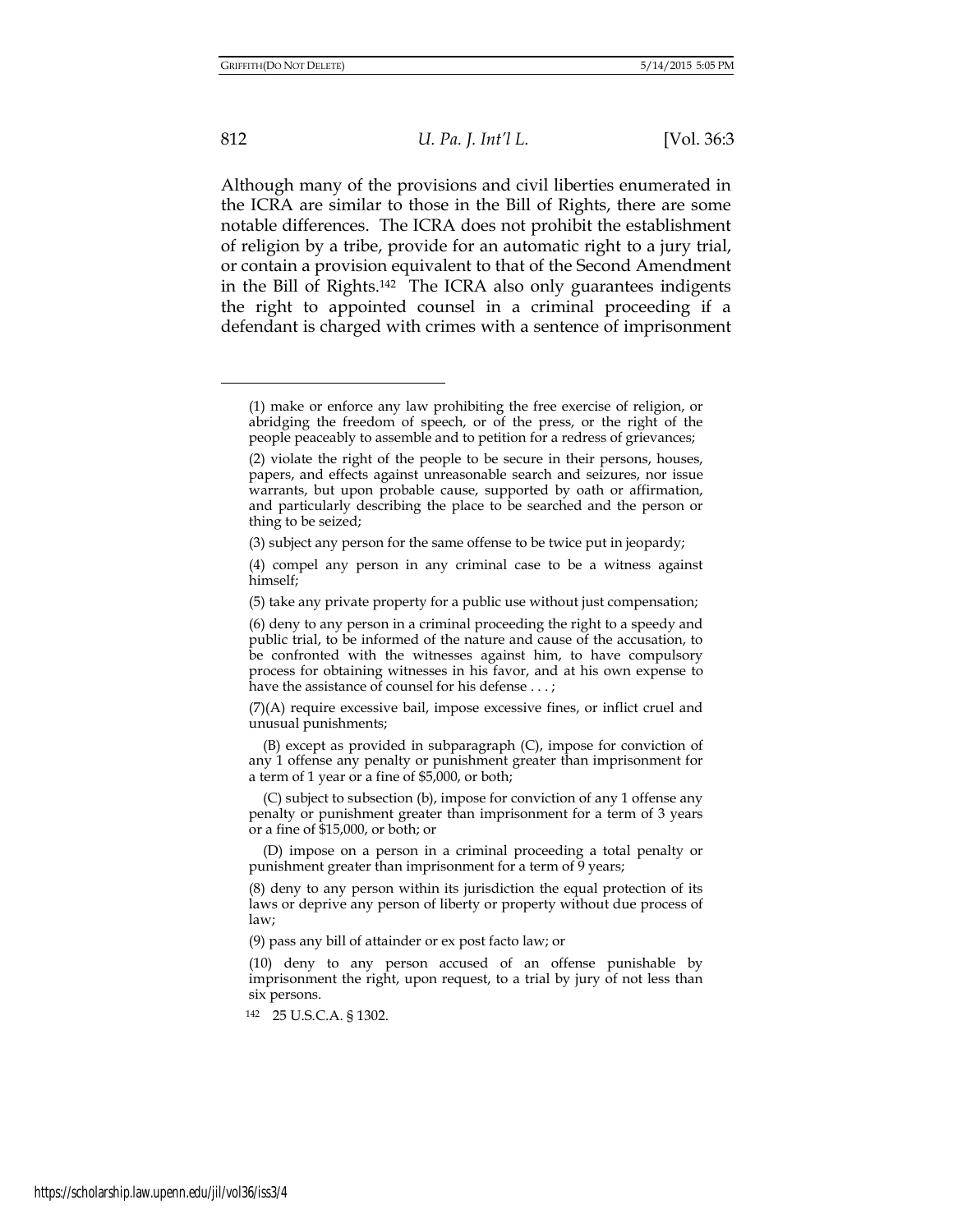Although many of the provisions and civil liberties enumerated in the ICRA are similar to those in the Bill of Rights, there are some notable differences. The ICRA does not prohibit the establishment of religion by a tribe, provide for an automatic right to a jury trial, or contain a provision equivalent to that of the Second Amendment in the Bill of Rights.[142] The ICRA also only guarantees indigents the right to appointed counsel in a criminal proceeding if a defendant is charged with crimes with a sentence of imprisonment

---

(1) make or enforce any law prohibiting the free exercise of religion, or abridging the freedom of speech, or of the press, or the right of the people peaceably to assemble and to petition for a redress of grievances;

(2) violate the right of the people to be secure in their persons, houses, papers, and effects against unreasonable search and seizures, nor issue warrants, but upon probable cause, supported by oath or affirmation, and particularly describing the place to be searched and the person or thing to be seized;

(3) subject any person for the same offense to be twice put in jeopardy;

(4) compel any person in any criminal case to be a witness against himself;

(5) take any private property for a public use without just compensation;

(6) deny to any person in a criminal proceeding the right to a speedy and public trial, to be informed of the nature and cause of the accusation, to be confronted with the witnesses against him, to have compulsory process for obtaining witnesses in his favor, and at his own expense to have the assistance of counsel for his defense . . . ;

(7)(A) require excessive bail, impose excessive fines, or inflict cruel and unusual punishments;

(B) except as provided in subparagraph (C), impose for conviction of any 1 offense any penalty or punishment greater than imprisonment for a term of 1 year or a fine of $5,000, or both;

(C) subject to subsection (b), impose for conviction of any 1 offense any penalty or punishment greater than imprisonment for a term of 3 years or a fine of $15,000, or both; or

(D) impose on a person in a criminal proceeding a total penalty or punishment greater than imprisonment for a term of 9 years;

(8) deny to any person within its jurisdiction the equal protection of its laws or deprive any person of liberty or property without due process of law;

(9) pass any bill of attainder or ex post facto law; or

(10) deny to any person accused of an offense punishable by imprisonment the right, upon request, to a trial by jury of not less than six persons.

[142] 25 U.S.C.A. § 1302.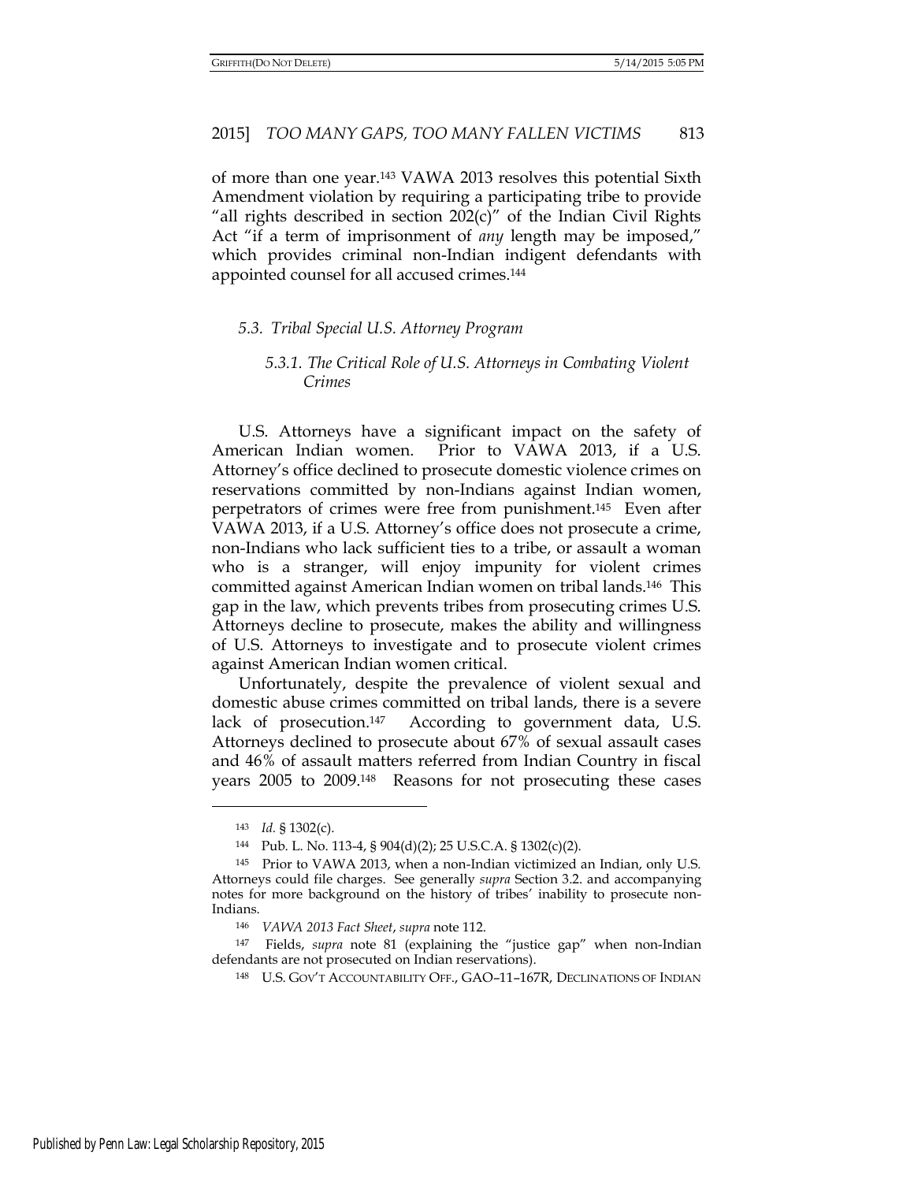of more than one year.[143] VAWA 2013 resolves this potential Sixth Amendment violation by requiring a participating tribe to provide "all rights described in section 202(c)" of the Indian Civil Rights Act "if a term of imprisonment of *any* length may be imposed," which provides criminal non-Indian indigent defendants with appointed counsel for all accused crimes.[144]

### *5.3. Tribal Special U.S. Attorney Program*

#### *5.3.1. The Critical Role of U.S. Attorneys in Combating Violent Crimes*

U.S. Attorneys have a significant impact on the safety of American Indian women. Prior to VAWA 2013, if a U.S. Attorney's office declined to prosecute domestic violence crimes on reservations committed by non-Indians against Indian women, perpetrators of crimes were free from punishment.[145] Even after VAWA 2013, if a U.S. Attorney's office does not prosecute a crime, non-Indians who lack sufficient ties to a tribe, or assault a woman who is a stranger, will enjoy impunity for violent crimes committed against American Indian women on tribal lands.[146] This gap in the law, which prevents tribes from prosecuting crimes U.S. Attorneys decline to prosecute, makes the ability and willingness of U.S. Attorneys to investigate and to prosecute violent crimes against American Indian women critical.

Unfortunately, despite the prevalence of violent sexual and domestic abuse crimes committed on tribal lands, there is a severe lack of prosecution.[147] According to government data, U.S. Attorneys declined to prosecute about 67% of sexual assault cases and 46% of assault matters referred from Indian Country in fiscal years 2005 to 2009.[148] Reasons for not prosecuting these cases

---

[143] *Id.* § 1302(c).

[144] Pub. L. No. 113-4, § 904(d)(2); 25 U.S.C.A. § 1302(c)(2).

[145] Prior to VAWA 2013, when a non-Indian victimized an Indian, only U.S. Attorneys could file charges. See generally *supra* Section 3.2. and accompanying notes for more background on the history of tribes' inability to prosecute non-Indians.

[146] *VAWA 2013 Fact Sheet*, *supra* note 112.

[147] Fields, *supra* note 81 (explaining the "justice gap" when non-Indian defendants are not prosecuted on Indian reservations).

[148] U.S. GOV'T ACCOUNTABILITY OFF., GAO–11–167R, DECLINATIONS OF INDIAN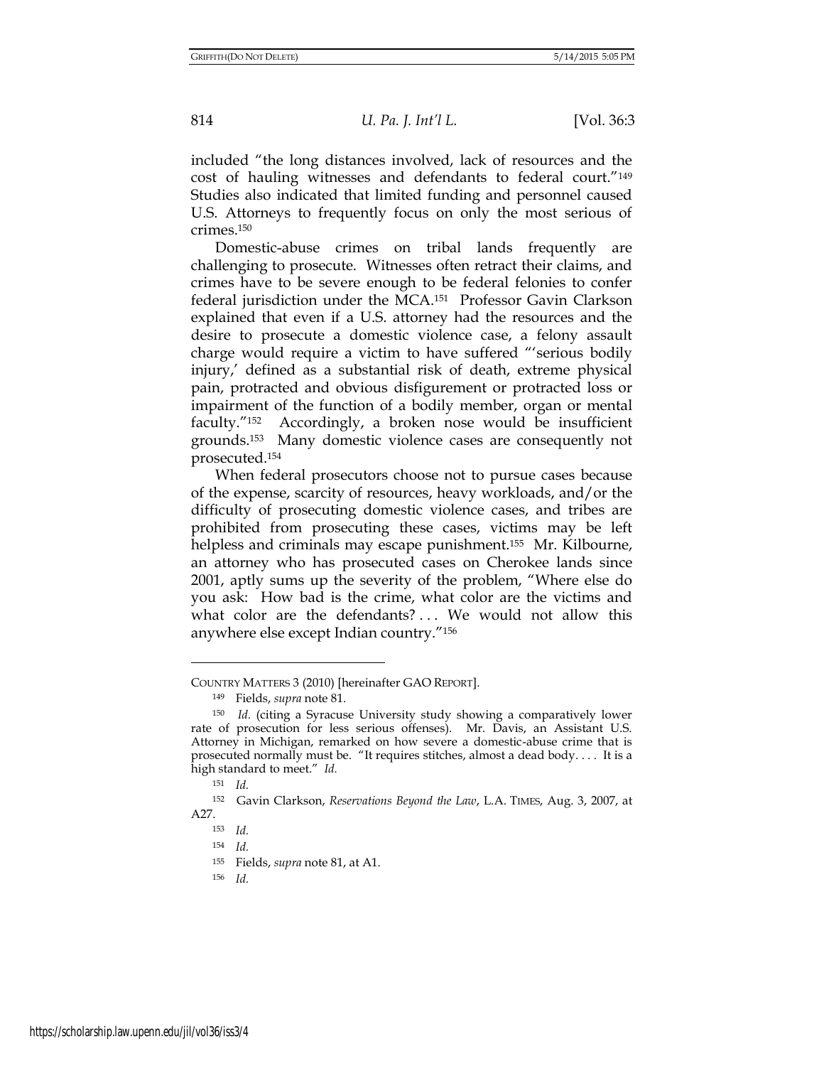included "the long distances involved, lack of resources and the cost of hauling witnesses and defendants to federal court."[149] Studies also indicated that limited funding and personnel caused U.S. Attorneys to frequently focus on only the most serious of crimes.[150]

Domestic-abuse crimes on tribal lands frequently are challenging to prosecute. Witnesses often retract their claims, and crimes have to be severe enough to be federal felonies to confer federal jurisdiction under the MCA.[151] Professor Gavin Clarkson explained that even if a U.S. attorney had the resources and the desire to prosecute a domestic violence case, a felony assault charge would require a victim to have suffered "'serious bodily injury,' defined as a substantial risk of death, extreme physical pain, protracted and obvious disfigurement or protracted loss or impairment of the function of a bodily member, organ or mental faculty."[152] Accordingly, a broken nose would be insufficient grounds.[153] Many domestic violence cases are consequently not prosecuted.[154]

When federal prosecutors choose not to pursue cases because of the expense, scarcity of resources, heavy workloads, and/or the difficulty of prosecuting domestic violence cases, and tribes are prohibited from prosecuting these cases, victims may be left helpless and criminals may escape punishment.[155] Mr. Kilbourne, an attorney who has prosecuted cases on Cherokee lands since 2001, aptly sums up the severity of the problem, "Where else do you ask: How bad is the crime, what color are the victims and what color are the defendants? . . . We would not allow this anywhere else except Indian country."[156]

---

COUNTRY MATTERS 3 (2010) [hereinafter GAO REPORT].

[149] Fields, *supra* note 81.

[150] *Id.* (citing a Syracuse University study showing a comparatively lower rate of prosecution for less serious offenses). Mr. Davis, an Assistant U.S. Attorney in Michigan, remarked on how severe a domestic-abuse crime that is prosecuted normally must be. "It requires stitches, almost a dead body. . . . It is a high standard to meet." *Id.*

[151] *Id.*

[152] Gavin Clarkson, *Reservations Beyond the Law*, L.A. TIMES, Aug. 3, 2007, at A27.

[153] *Id.*

[154] *Id.*

[155] Fields, *supra* note 81, at A1.

[156] *Id.*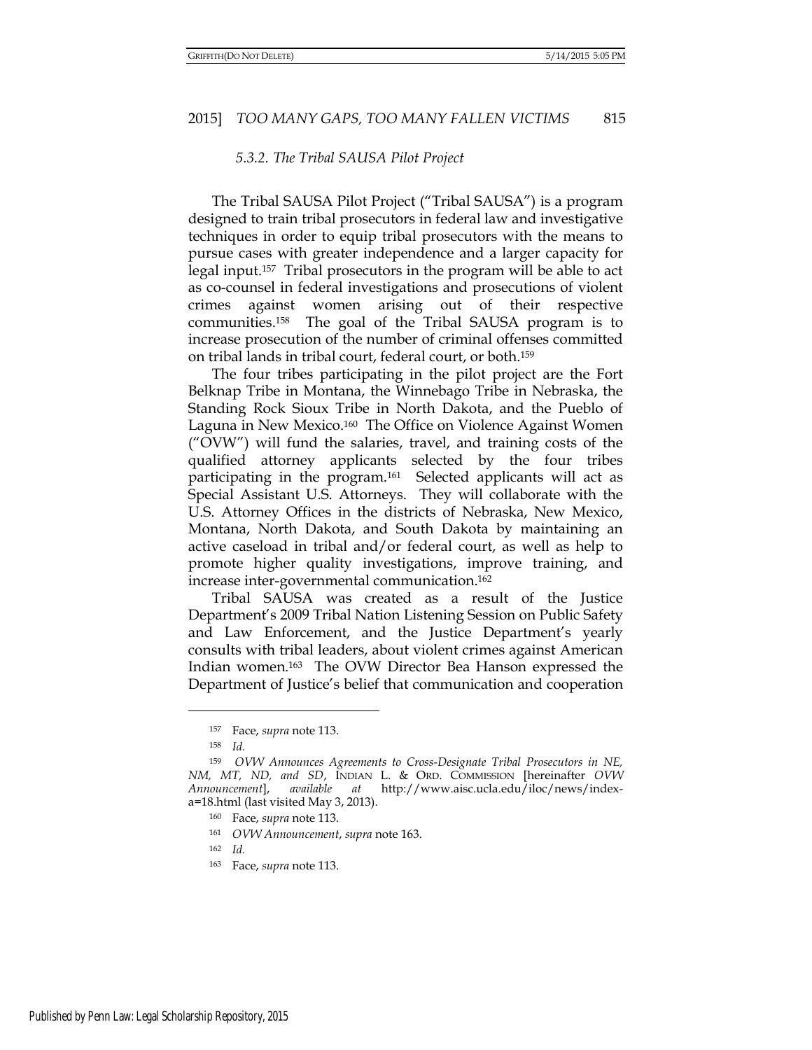### *5.3.2. The Tribal SAUSA Pilot Project*

The Tribal SAUSA Pilot Project ("Tribal SAUSA") is a program designed to train tribal prosecutors in federal law and investigative techniques in order to equip tribal prosecutors with the means to pursue cases with greater independence and a larger capacity for legal input.[157] Tribal prosecutors in the program will be able to act as co-counsel in federal investigations and prosecutions of violent crimes against women arising out of their respective communities.[158] The goal of the Tribal SAUSA program is to increase prosecution of the number of criminal offenses committed on tribal lands in tribal court, federal court, or both.[159]

The four tribes participating in the pilot project are the Fort Belknap Tribe in Montana, the Winnebago Tribe in Nebraska, the Standing Rock Sioux Tribe in North Dakota, and the Pueblo of Laguna in New Mexico.[160] The Office on Violence Against Women ("OVW") will fund the salaries, travel, and training costs of the qualified attorney applicants selected by the four tribes participating in the program.[161] Selected applicants will act as Special Assistant U.S. Attorneys. They will collaborate with the U.S. Attorney Offices in the districts of Nebraska, New Mexico, Montana, North Dakota, and South Dakota by maintaining an active caseload in tribal and/or federal court, as well as help to promote higher quality investigations, improve training, and increase inter-governmental communication.[162]

Tribal SAUSA was created as a result of the Justice Department's 2009 Tribal Nation Listening Session on Public Safety and Law Enforcement, and the Justice Department's yearly consults with tribal leaders, about violent crimes against American Indian women.[163] The OVW Director Bea Hanson expressed the Department of Justice's belief that communication and cooperation

---

[157] Face, *supra* note 113.

[158] *Id.*

[159] *OVW Announces Agreements to Cross-Designate Tribal Prosecutors in NE, NM, MT, ND, and SD*, INDIAN L. & ORD. COMMISSION [hereinafter *OVW Announcement*], *available at* http://www.aisc.ucla.edu/iloc/news/index-a=18.html (last visited May 3, 2013).

[160] Face, *supra* note 113.

[161] *OVW Announcement*, *supra* note 163.

[162] *Id.*

[163] Face, *supra* note 113.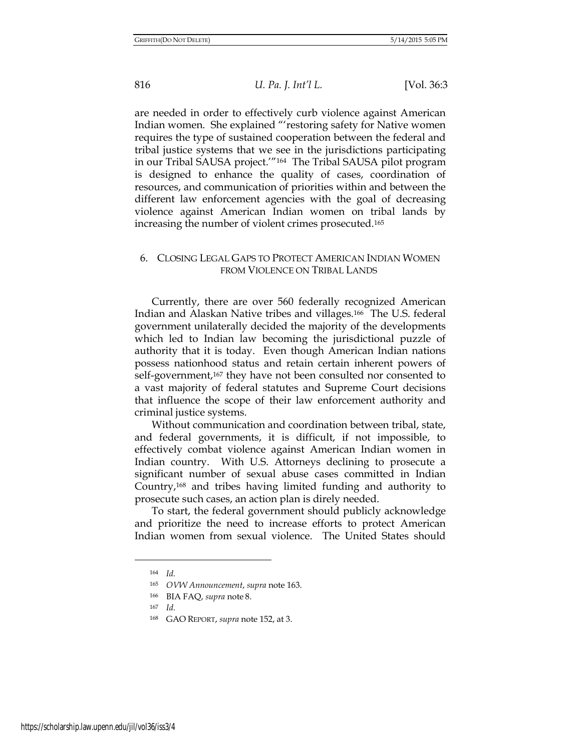are needed in order to effectively curb violence against American Indian women. She explained "'restoring safety for Native women requires the type of sustained cooperation between the federal and tribal justice systems that we see in the jurisdictions participating in our Tribal SAUSA project.'"[164] The Tribal SAUSA pilot program is designed to enhance the quality of cases, coordination of resources, and communication of priorities within and between the different law enforcement agencies with the goal of decreasing violence against American Indian women on tribal lands by increasing the number of violent crimes prosecuted.[165]

## 6. CLOSING LEGAL GAPS TO PROTECT AMERICAN INDIAN WOMEN FROM VIOLENCE ON TRIBAL LANDS

Currently, there are over 560 federally recognized American Indian and Alaskan Native tribes and villages.[166] The U.S. federal government unilaterally decided the majority of the developments which led to Indian law becoming the jurisdictional puzzle of authority that it is today. Even though American Indian nations possess nationhood status and retain certain inherent powers of self-government,[167] they have not been consulted nor consented to a vast majority of federal statutes and Supreme Court decisions that influence the scope of their law enforcement authority and criminal justice systems.

Without communication and coordination between tribal, state, and federal governments, it is difficult, if not impossible, to effectively combat violence against American Indian women in Indian country. With U.S. Attorneys declining to prosecute a significant number of sexual abuse cases committed in Indian Country,[168] and tribes having limited funding and authority to prosecute such cases, an action plan is direly needed.

To start, the federal government should publicly acknowledge and prioritize the need to increase efforts to protect American Indian women from sexual violence. The United States should

---

[164] *Id.*

[165] *OVW Announcement*, *supra* note 163.

[166] BIA FAQ, *supra* note 8.

[167] *Id.*

[168] GAO REPORT, *supra* note 152, at 3.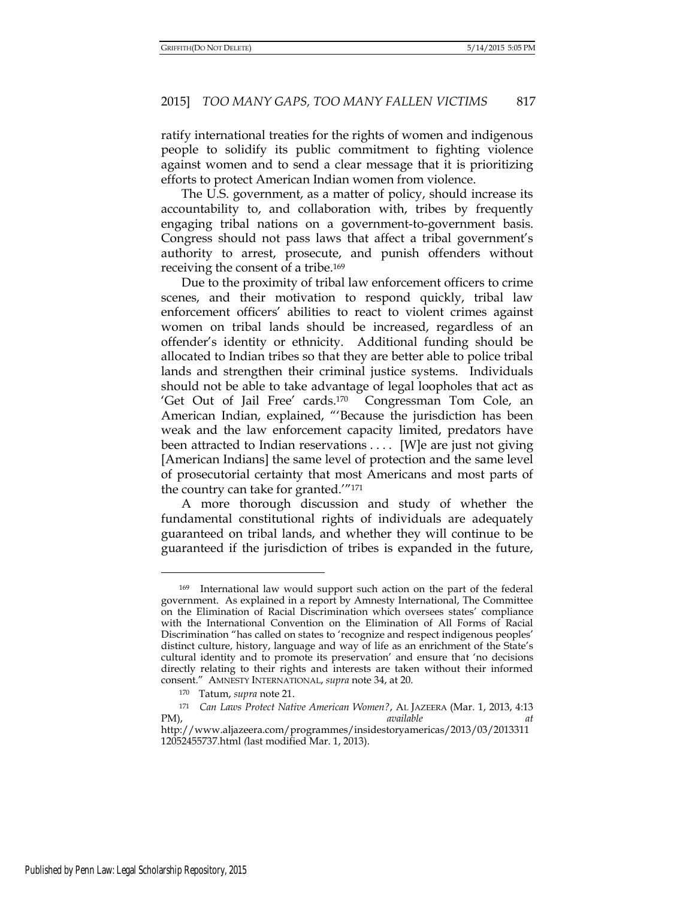ratify international treaties for the rights of women and indigenous people to solidify its public commitment to fighting violence against women and to send a clear message that it is prioritizing efforts to protect American Indian women from violence.

The U.S. government, as a matter of policy, should increase its accountability to, and collaboration with, tribes by frequently engaging tribal nations on a government-to-government basis. Congress should not pass laws that affect a tribal government's authority to arrest, prosecute, and punish offenders without receiving the consent of a tribe.[169]

Due to the proximity of tribal law enforcement officers to crime scenes, and their motivation to respond quickly, tribal law enforcement officers' abilities to react to violent crimes against women on tribal lands should be increased, regardless of an offender's identity or ethnicity. Additional funding should be allocated to Indian tribes so that they are better able to police tribal lands and strengthen their criminal justice systems. Individuals should not be able to take advantage of legal loopholes that act as 'Get Out of Jail Free' cards.[170] Congressman Tom Cole, an American Indian, explained, "'Because the jurisdiction has been weak and the law enforcement capacity limited, predators have been attracted to Indian reservations . . . . [W]e are just not giving [American Indians] the same level of protection and the same level of prosecutorial certainty that most Americans and most parts of the country can take for granted.'"[171]

A more thorough discussion and study of whether the fundamental constitutional rights of individuals are adequately guaranteed on tribal lands, and whether they will continue to be guaranteed if the jurisdiction of tribes is expanded in the future,

---

[169] International law would support such action on the part of the federal government. As explained in a report by Amnesty International, The Committee on the Elimination of Racial Discrimination which oversees states' compliance with the International Convention on the Elimination of All Forms of Racial Discrimination "has called on states to 'recognize and respect indigenous peoples' distinct culture, history, language and way of life as an enrichment of the State's cultural identity and to promote its preservation' and ensure that 'no decisions directly relating to their rights and interests are taken without their informed consent." AMNESTY INTERNATIONAL, *supra* note 34, at 20.

[170] Tatum, *supra* note 21.

[171] *Can Laws Protect Native American Women?*, AL JAZEERA (Mar. 1, 2013, 4:13 PM), *available at* http://www.aljazeera.com/programmes/insidestoryamericas/2013/03/201331112052455737.html (last modified Mar. 1, 2013).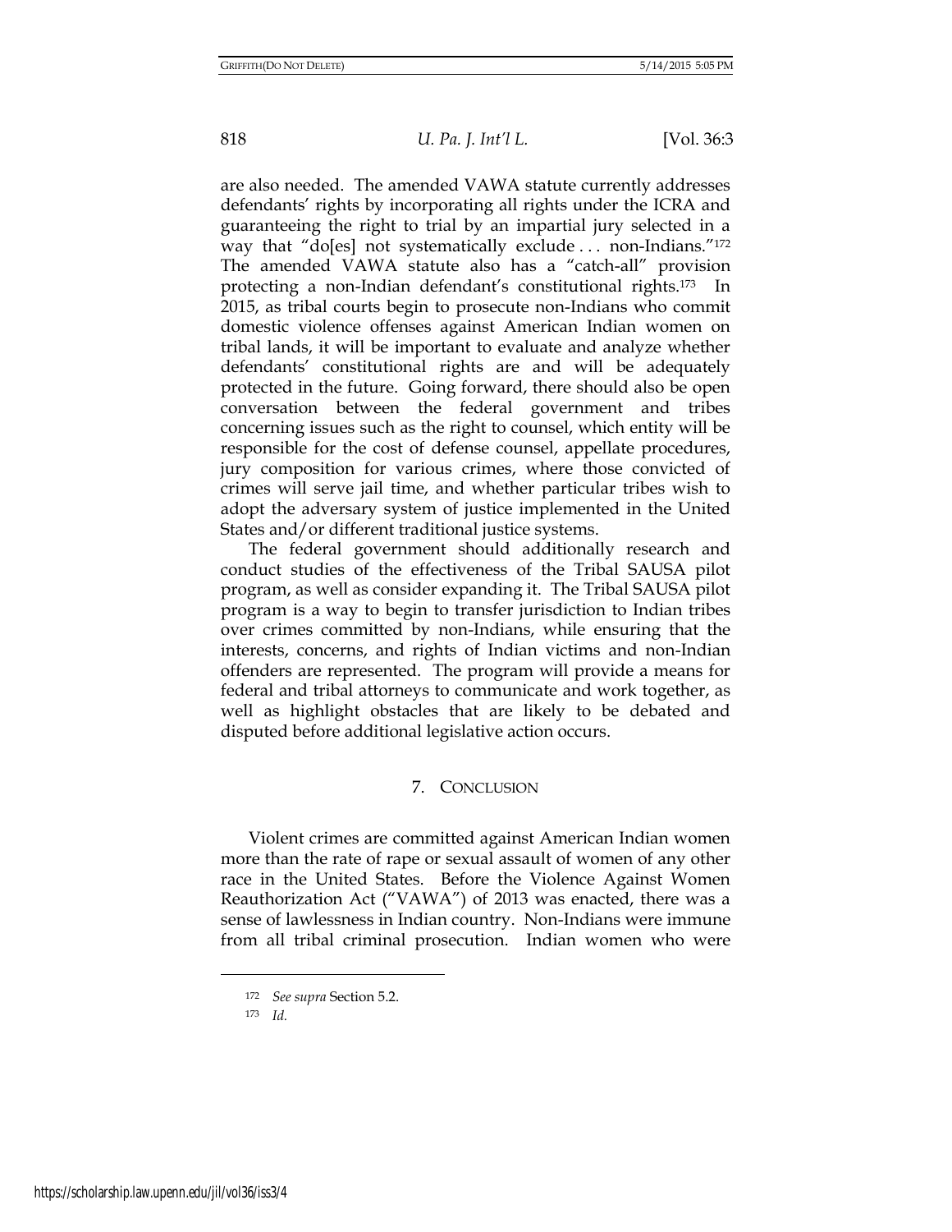are also needed. The amended VAWA statute currently addresses defendants' rights by incorporating all rights under the ICRA and guaranteeing the right to trial by an impartial jury selected in a way that "do[es] not systematically exclude . . . non-Indians."[172] The amended VAWA statute also has a "catch-all" provision protecting a non-Indian defendant's constitutional rights.[173] In 2015, as tribal courts begin to prosecute non-Indians who commit domestic violence offenses against American Indian women on tribal lands, it will be important to evaluate and analyze whether defendants' constitutional rights are and will be adequately protected in the future. Going forward, there should also be open conversation between the federal government and tribes concerning issues such as the right to counsel, which entity will be responsible for the cost of defense counsel, appellate procedures, jury composition for various crimes, where those convicted of crimes will serve jail time, and whether particular tribes wish to adopt the adversary system of justice implemented in the United States and/or different traditional justice systems.

The federal government should additionally research and conduct studies of the effectiveness of the Tribal SAUSA pilot program, as well as consider expanding it. The Tribal SAUSA pilot program is a way to begin to transfer jurisdiction to Indian tribes over crimes committed by non-Indians, while ensuring that the interests, concerns, and rights of Indian victims and non-Indian offenders are represented. The program will provide a means for federal and tribal attorneys to communicate and work together, as well as highlight obstacles that are likely to be debated and disputed before additional legislative action occurs.

## 7. CONCLUSION

Violent crimes are committed against American Indian women more than the rate of rape or sexual assault of women of any other race in the United States. Before the Violence Against Women Reauthorization Act ("VAWA") of 2013 was enacted, there was a sense of lawlessness in Indian country. Non-Indians were immune from all tribal criminal prosecution. Indian women who were

---

[172] *See supra* Section 5.2.

[173] *Id.*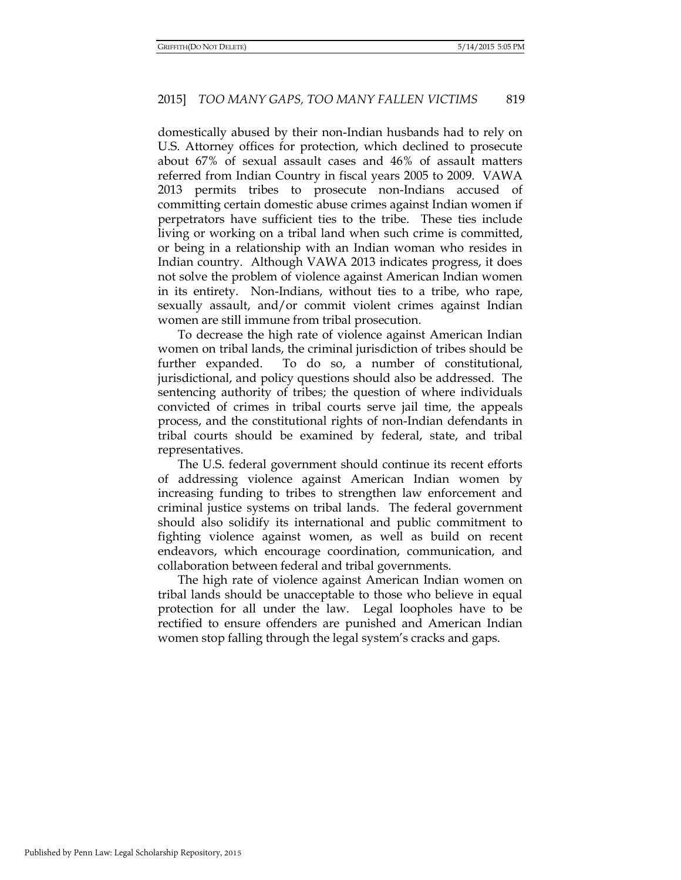domestically abused by their non-Indian husbands had to rely on U.S. Attorney offices for protection, which declined to prosecute about 67% of sexual assault cases and 46% of assault matters referred from Indian Country in fiscal years 2005 to 2009. VAWA 2013 permits tribes to prosecute non-Indians accused of committing certain domestic abuse crimes against Indian women if perpetrators have sufficient ties to the tribe. These ties include living or working on a tribal land when such crime is committed, or being in a relationship with an Indian woman who resides in Indian country. Although VAWA 2013 indicates progress, it does not solve the problem of violence against American Indian women in its entirety. Non-Indians, without ties to a tribe, who rape, sexually assault, and/or commit violent crimes against Indian women are still immune from tribal prosecution.

To decrease the high rate of violence against American Indian women on tribal lands, the criminal jurisdiction of tribes should be further expanded. To do so, a number of constitutional, jurisdictional, and policy questions should also be addressed. The sentencing authority of tribes; the question of where individuals convicted of crimes in tribal courts serve jail time, the appeals process, and the constitutional rights of non-Indian defendants in tribal courts should be examined by federal, state, and tribal representatives.

The U.S. federal government should continue its recent efforts of addressing violence against American Indian women by increasing funding to tribes to strengthen law enforcement and criminal justice systems on tribal lands. The federal government should also solidify its international and public commitment to fighting violence against women, as well as build on recent endeavors, which encourage coordination, communication, and collaboration between federal and tribal governments.

The high rate of violence against American Indian women on tribal lands should be unacceptable to those who believe in equal protection for all under the law. Legal loopholes have to be rectified to ensure offenders are punished and American Indian women stop falling through the legal system's cracks and gaps.